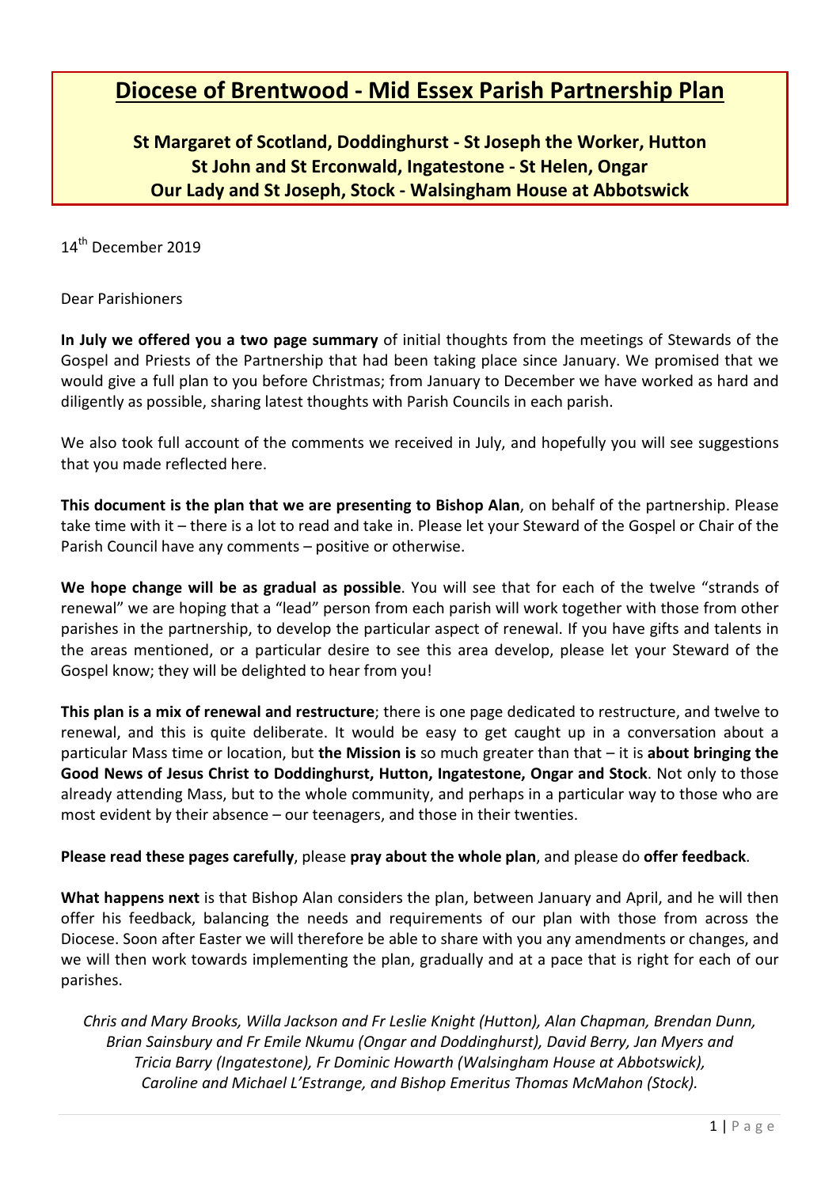# Diocese of Brentwood - Mid Essex Parish Partnership Plan

**St Margaret of Scotland, Doddinghurst - St Joseph the Worker, Hutton**
**St John and St Erconwald, Ingatestone - St Helen, Ongar**
**Our Lady and St Joseph, Stock - Walsingham House at Abbotswick**

14th December 2019

Dear Parishioners

**In July we offered you a two page summary** of initial thoughts from the meetings of Stewards of the Gospel and Priests of the Partnership that had been taking place since January. We promised that we would give a full plan to you before Christmas; from January to December we have worked as hard and diligently as possible, sharing latest thoughts with Parish Councils in each parish.

We also took full account of the comments we received in July, and hopefully you will see suggestions that you made reflected here.

**This document is the plan that we are presenting to Bishop Alan**, on behalf of the partnership. Please take time with it – there is a lot to read and take in. Please let your Steward of the Gospel or Chair of the Parish Council have any comments – positive or otherwise.

**We hope change will be as gradual as possible**. You will see that for each of the twelve "strands of renewal" we are hoping that a "lead" person from each parish will work together with those from other parishes in the partnership, to develop the particular aspect of renewal. If you have gifts and talents in the areas mentioned, or a particular desire to see this area develop, please let your Steward of the Gospel know; they will be delighted to hear from you!

**This plan is a mix of renewal and restructure**; there is one page dedicated to restructure, and twelve to renewal, and this is quite deliberate. It would be easy to get caught up in a conversation about a particular Mass time or location, but **the Mission is** so much greater than that – it is **about bringing the Good News of Jesus Christ to Doddinghurst, Hutton, Ingatestone, Ongar and Stock**. Not only to those already attending Mass, but to the whole community, and perhaps in a particular way to those who are most evident by their absence – our teenagers, and those in their twenties.

**Please read these pages carefully**, please **pray about the whole plan**, and please do **offer feedback**.

**What happens next** is that Bishop Alan considers the plan, between January and April, and he will then offer his feedback, balancing the needs and requirements of our plan with those from across the Diocese. Soon after Easter we will therefore be able to share with you any amendments or changes, and we will then work towards implementing the plan, gradually and at a pace that is right for each of our parishes.

*Chris and Mary Brooks, Willa Jackson and Fr Leslie Knight (Hutton), Alan Chapman, Brendan Dunn, Brian Sainsbury and Fr Emile Nkumu (Ongar and Doddinghurst), David Berry, Jan Myers and Tricia Barry (Ingatestone), Fr Dominic Howarth (Walsingham House at Abbotswick), Caroline and Michael L'Estrange, and Bishop Emeritus Thomas McMahon (Stock).*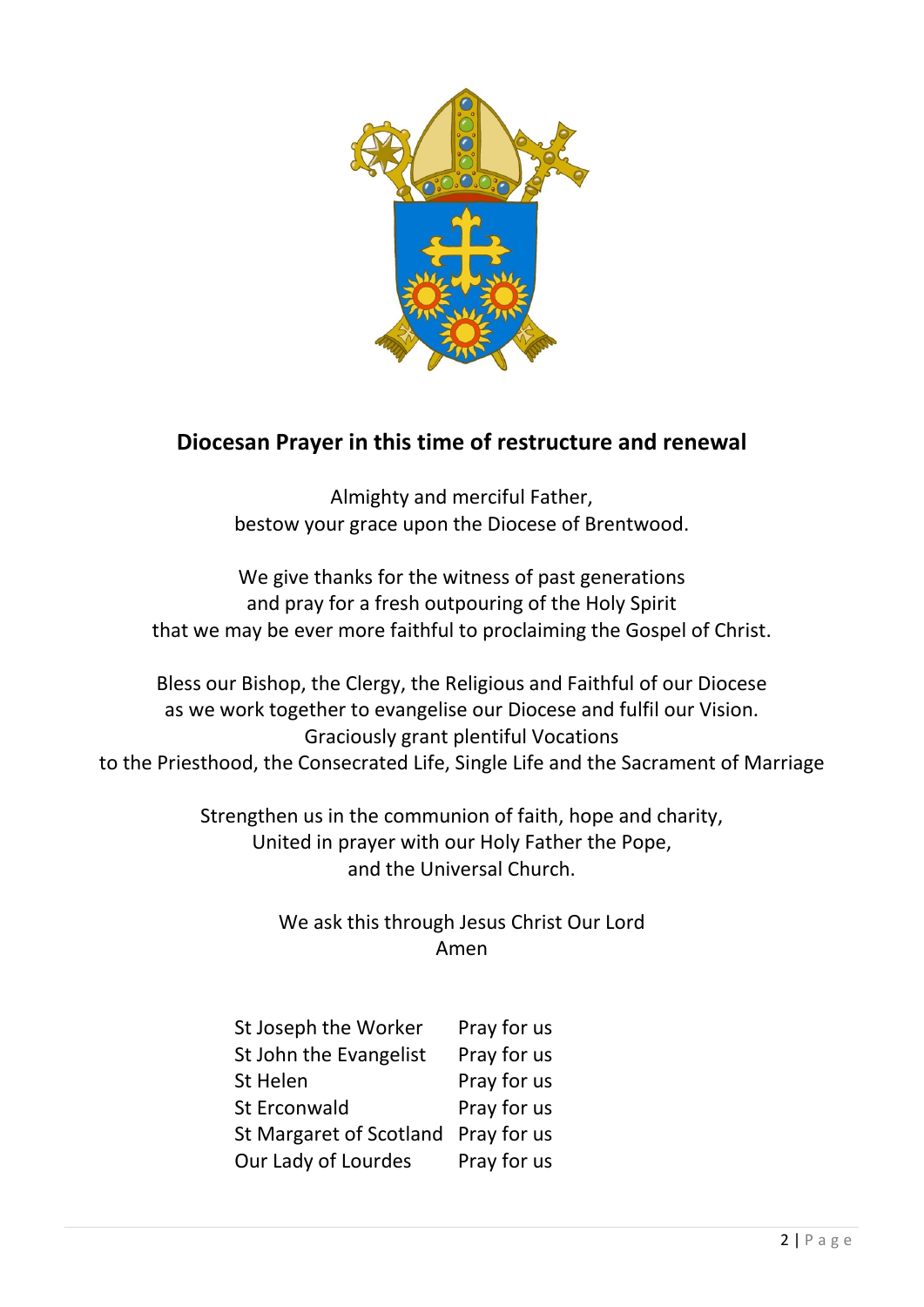## Diocesan Prayer in this time of restructure and renewal

Almighty and merciful Father,
bestow your grace upon the Diocese of Brentwood.

We give thanks for the witness of past generations
and pray for a fresh outpouring of the Holy Spirit
that we may be ever more faithful to proclaiming the Gospel of Christ.

Bless our Bishop, the Clergy, the Religious and Faithful of our Diocese
as we work together to evangelise our Diocese and fulfil our Vision.
Graciously grant plentiful Vocations
to the Priesthood, the Consecrated Life, Single Life and the Sacrament of Marriage

Strengthen us in the communion of faith, hope and charity,
United in prayer with our Holy Father the Pope,
and the Universal Church.

We ask this through Jesus Christ Our Lord
Amen

| | |
|---|---|
| St Joseph the Worker | Pray for us |
| St John the Evangelist | Pray for us |
| St Helen | Pray for us |
| St Erconwald | Pray for us |
| St Margaret of Scotland | Pray for us |
| Our Lady of Lourdes | Pray for us |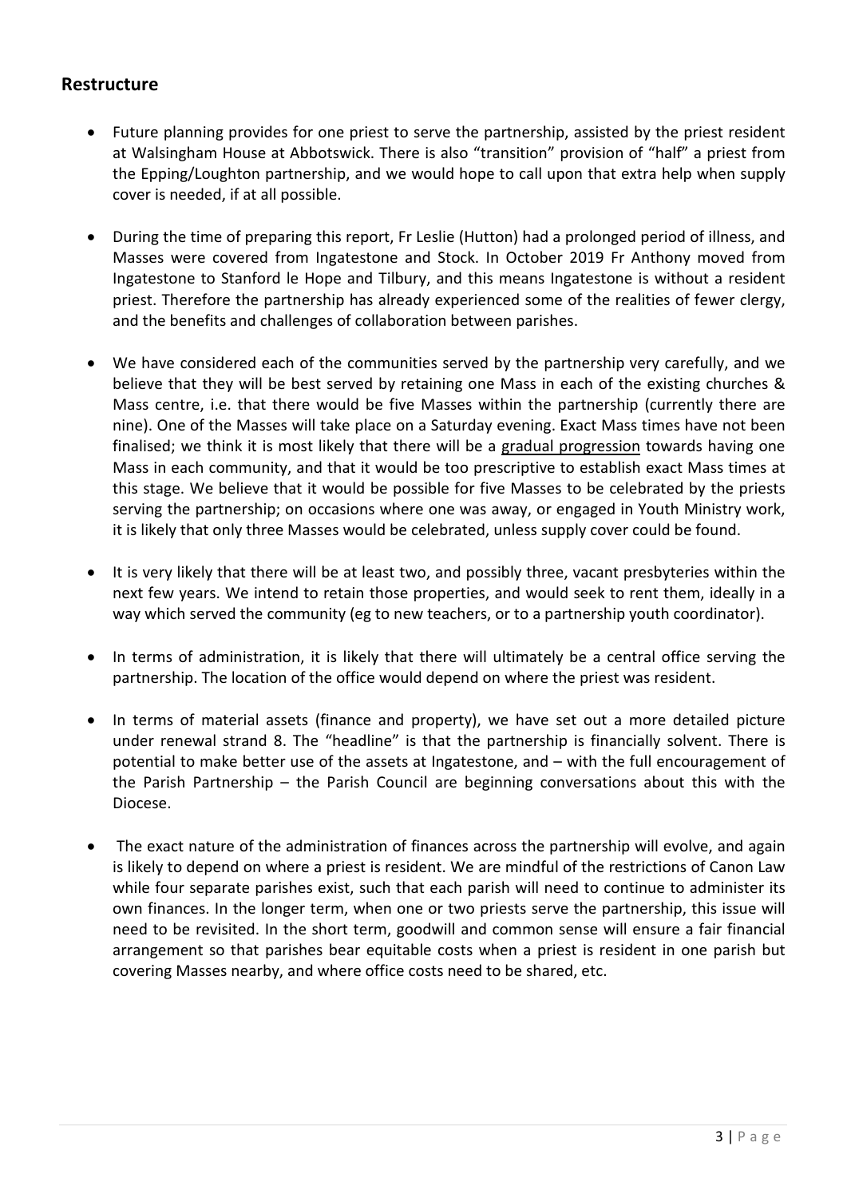## Restructure

- Future planning provides for one priest to serve the partnership, assisted by the priest resident at Walsingham House at Abbotswick. There is also "transition" provision of "half" a priest from the Epping/Loughton partnership, and we would hope to call upon that extra help when supply cover is needed, if at all possible.

- During the time of preparing this report, Fr Leslie (Hutton) had a prolonged period of illness, and Masses were covered from Ingatestone and Stock. In October 2019 Fr Anthony moved from Ingatestone to Stanford le Hope and Tilbury, and this means Ingatestone is without a resident priest. Therefore the partnership has already experienced some of the realities of fewer clergy, and the benefits and challenges of collaboration between parishes.

- We have considered each of the communities served by the partnership very carefully, and we believe that they will be best served by retaining one Mass in each of the existing churches & Mass centre, i.e. that there would be five Masses within the partnership (currently there are nine). One of the Masses will take place on a Saturday evening. Exact Mass times have not been finalised; we think it is most likely that there will be a <u>gradual progression</u> towards having one Mass in each community, and that it would be too prescriptive to establish exact Mass times at this stage. We believe that it would be possible for five Masses to be celebrated by the priests serving the partnership; on occasions where one was away, or engaged in Youth Ministry work, it is likely that only three Masses would be celebrated, unless supply cover could be found.

- It is very likely that there will be at least two, and possibly three, vacant presbyteries within the next few years. We intend to retain those properties, and would seek to rent them, ideally in a way which served the community (eg to new teachers, or to a partnership youth coordinator).

- In terms of administration, it is likely that there will ultimately be a central office serving the partnership. The location of the office would depend on where the priest was resident.

- In terms of material assets (finance and property), we have set out a more detailed picture under renewal strand 8. The "headline" is that the partnership is financially solvent. There is potential to make better use of the assets at Ingatestone, and – with the full encouragement of the Parish Partnership – the Parish Council are beginning conversations about this with the Diocese.

- The exact nature of the administration of finances across the partnership will evolve, and again is likely to depend on where a priest is resident. We are mindful of the restrictions of Canon Law while four separate parishes exist, such that each parish will need to continue to administer its own finances. In the longer term, when one or two priests serve the partnership, this issue will need to be revisited. In the short term, goodwill and common sense will ensure a fair financial arrangement so that parishes bear equitable costs when a priest is resident in one parish but covering Masses nearby, and where office costs need to be shared, etc.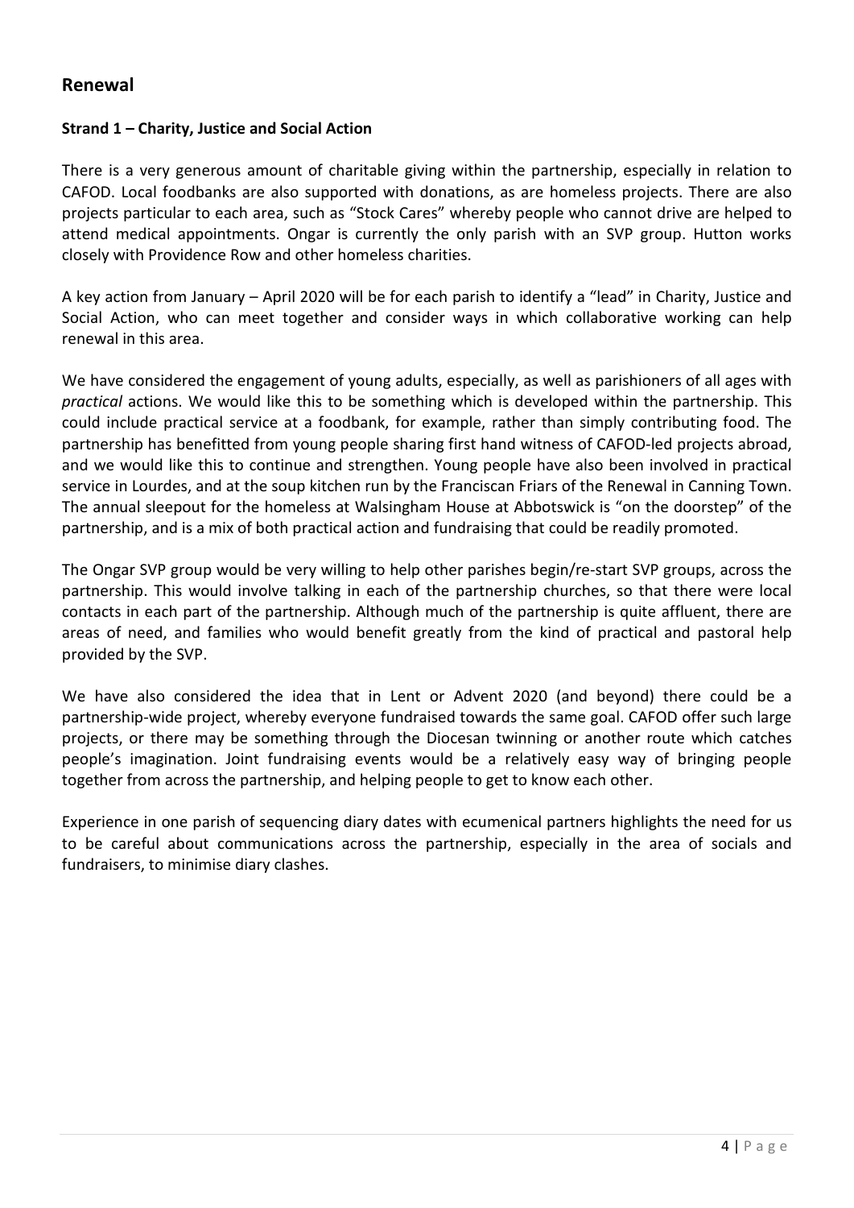## Renewal

### Strand 1 – Charity, Justice and Social Action

There is a very generous amount of charitable giving within the partnership, especially in relation to CAFOD. Local foodbanks are also supported with donations, as are homeless projects. There are also projects particular to each area, such as "Stock Cares" whereby people who cannot drive are helped to attend medical appointments. Ongar is currently the only parish with an SVP group. Hutton works closely with Providence Row and other homeless charities.

A key action from January – April 2020 will be for each parish to identify a "lead" in Charity, Justice and Social Action, who can meet together and consider ways in which collaborative working can help renewal in this area.

We have considered the engagement of young adults, especially, as well as parishioners of all ages with *practical* actions. We would like this to be something which is developed within the partnership. This could include practical service at a foodbank, for example, rather than simply contributing food. The partnership has benefitted from young people sharing first hand witness of CAFOD-led projects abroad, and we would like this to continue and strengthen. Young people have also been involved in practical service in Lourdes, and at the soup kitchen run by the Franciscan Friars of the Renewal in Canning Town. The annual sleepout for the homeless at Walsingham House at Abbotswick is "on the doorstep" of the partnership, and is a mix of both practical action and fundraising that could be readily promoted.

The Ongar SVP group would be very willing to help other parishes begin/re-start SVP groups, across the partnership. This would involve talking in each of the partnership churches, so that there were local contacts in each part of the partnership. Although much of the partnership is quite affluent, there are areas of need, and families who would benefit greatly from the kind of practical and pastoral help provided by the SVP.

We have also considered the idea that in Lent or Advent 2020 (and beyond) there could be a partnership-wide project, whereby everyone fundraised towards the same goal. CAFOD offer such large projects, or there may be something through the Diocesan twinning or another route which catches people's imagination. Joint fundraising events would be a relatively easy way of bringing people together from across the partnership, and helping people to get to know each other.

Experience in one parish of sequencing diary dates with ecumenical partners highlights the need for us to be careful about communications across the partnership, especially in the area of socials and fundraisers, to minimise diary clashes.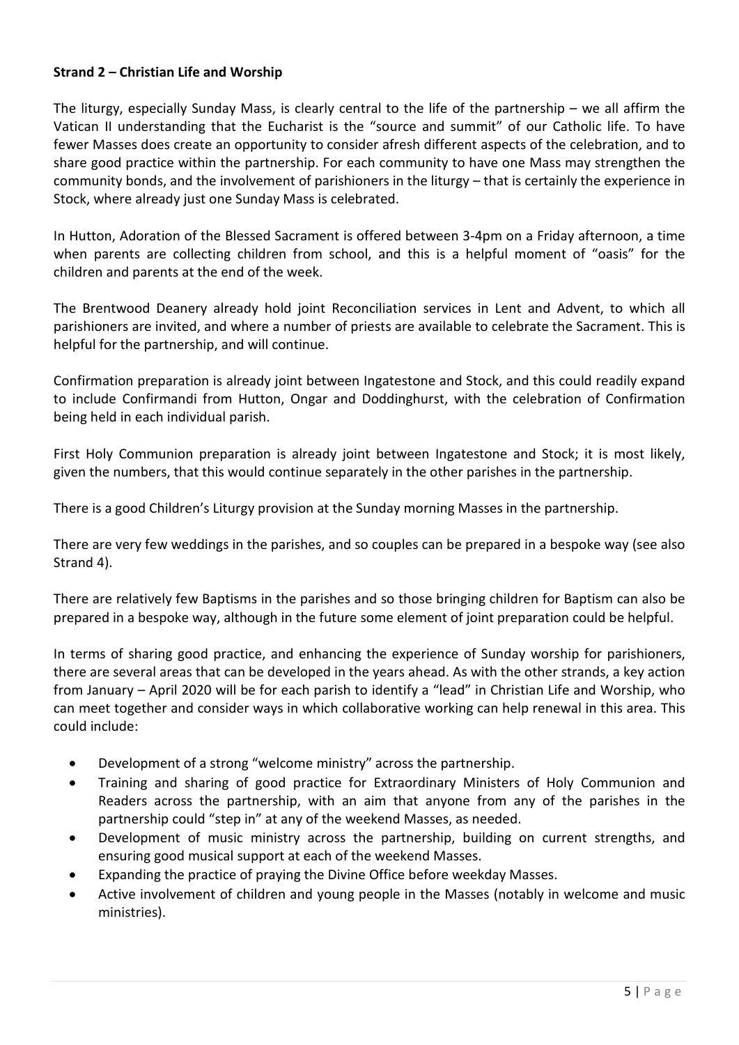**Strand 2 – Christian Life and Worship**

The liturgy, especially Sunday Mass, is clearly central to the life of the partnership – we all affirm the Vatican II understanding that the Eucharist is the "source and summit" of our Catholic life. To have fewer Masses does create an opportunity to consider afresh different aspects of the celebration, and to share good practice within the partnership. For each community to have one Mass may strengthen the community bonds, and the involvement of parishioners in the liturgy – that is certainly the experience in Stock, where already just one Sunday Mass is celebrated.

In Hutton, Adoration of the Blessed Sacrament is offered between 3-4pm on a Friday afternoon, a time when parents are collecting children from school, and this is a helpful moment of "oasis" for the children and parents at the end of the week.

The Brentwood Deanery already hold joint Reconciliation services in Lent and Advent, to which all parishioners are invited, and where a number of priests are available to celebrate the Sacrament. This is helpful for the partnership, and will continue.

Confirmation preparation is already joint between Ingatestone and Stock, and this could readily expand to include Confirmandi from Hutton, Ongar and Doddinghurst, with the celebration of Confirmation being held in each individual parish.

First Holy Communion preparation is already joint between Ingatestone and Stock; it is most likely, given the numbers, that this would continue separately in the other parishes in the partnership.

There is a good Children's Liturgy provision at the Sunday morning Masses in the partnership.

There are very few weddings in the parishes, and so couples can be prepared in a bespoke way (see also Strand 4).

There are relatively few Baptisms in the parishes and so those bringing children for Baptism can also be prepared in a bespoke way, although in the future some element of joint preparation could be helpful.

In terms of sharing good practice, and enhancing the experience of Sunday worship for parishioners, there are several areas that can be developed in the years ahead. As with the other strands, a key action from January – April 2020 will be for each parish to identify a "lead" in Christian Life and Worship, who can meet together and consider ways in which collaborative working can help renewal in this area. This could include:

- Development of a strong "welcome ministry" across the partnership.
- Training and sharing of good practice for Extraordinary Ministers of Holy Communion and Readers across the partnership, with an aim that anyone from any of the parishes in the partnership could "step in" at any of the weekend Masses, as needed.
- Development of music ministry across the partnership, building on current strengths, and ensuring good musical support at each of the weekend Masses.
- Expanding the practice of praying the Divine Office before weekday Masses.
- Active involvement of children and young people in the Masses (notably in welcome and music ministries).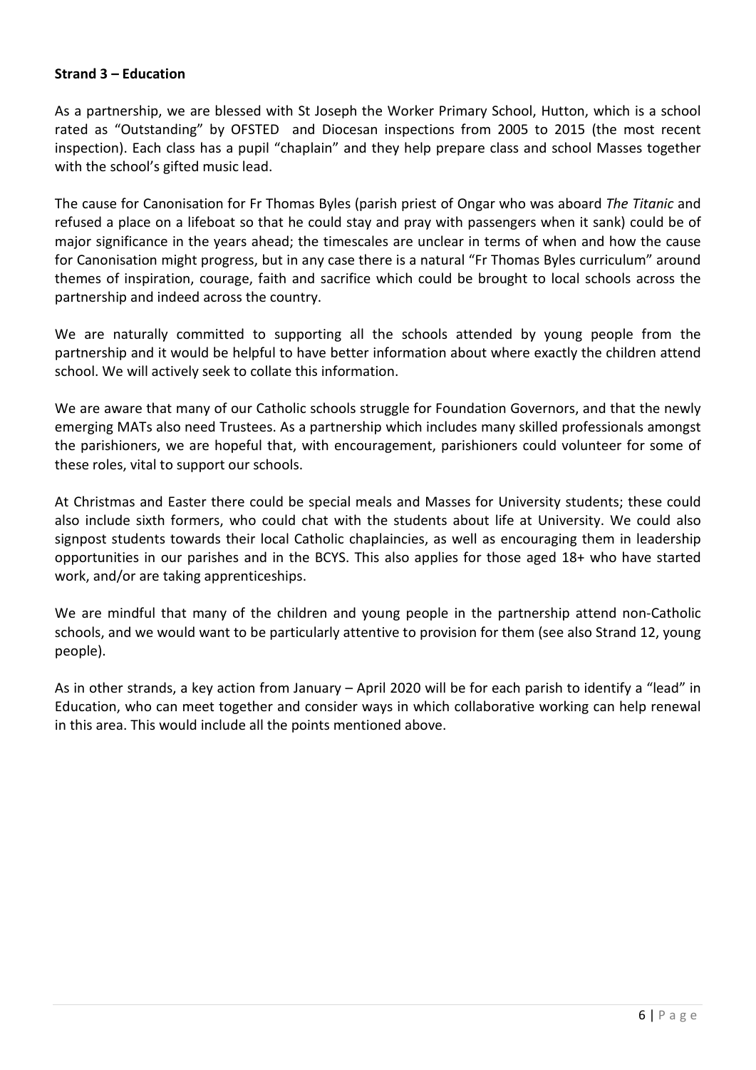**Strand 3 – Education**

As a partnership, we are blessed with St Joseph the Worker Primary School, Hutton, which is a school rated as "Outstanding" by OFSTED and Diocesan inspections from 2005 to 2015 (the most recent inspection). Each class has a pupil "chaplain" and they help prepare class and school Masses together with the school's gifted music lead.

The cause for Canonisation for Fr Thomas Byles (parish priest of Ongar who was aboard *The Titanic* and refused a place on a lifeboat so that he could stay and pray with passengers when it sank) could be of major significance in the years ahead; the timescales are unclear in terms of when and how the cause for Canonisation might progress, but in any case there is a natural "Fr Thomas Byles curriculum" around themes of inspiration, courage, faith and sacrifice which could be brought to local schools across the partnership and indeed across the country.

We are naturally committed to supporting all the schools attended by young people from the partnership and it would be helpful to have better information about where exactly the children attend school. We will actively seek to collate this information.

We are aware that many of our Catholic schools struggle for Foundation Governors, and that the newly emerging MATs also need Trustees. As a partnership which includes many skilled professionals amongst the parishioners, we are hopeful that, with encouragement, parishioners could volunteer for some of these roles, vital to support our schools.

At Christmas and Easter there could be special meals and Masses for University students; these could also include sixth formers, who could chat with the students about life at University. We could also signpost students towards their local Catholic chaplaincies, as well as encouraging them in leadership opportunities in our parishes and in the BCYS. This also applies for those aged 18+ who have started work, and/or are taking apprenticeships.

We are mindful that many of the children and young people in the partnership attend non-Catholic schools, and we would want to be particularly attentive to provision for them (see also Strand 12, young people).

As in other strands, a key action from January – April 2020 will be for each parish to identify a "lead" in Education, who can meet together and consider ways in which collaborative working can help renewal in this area. This would include all the points mentioned above.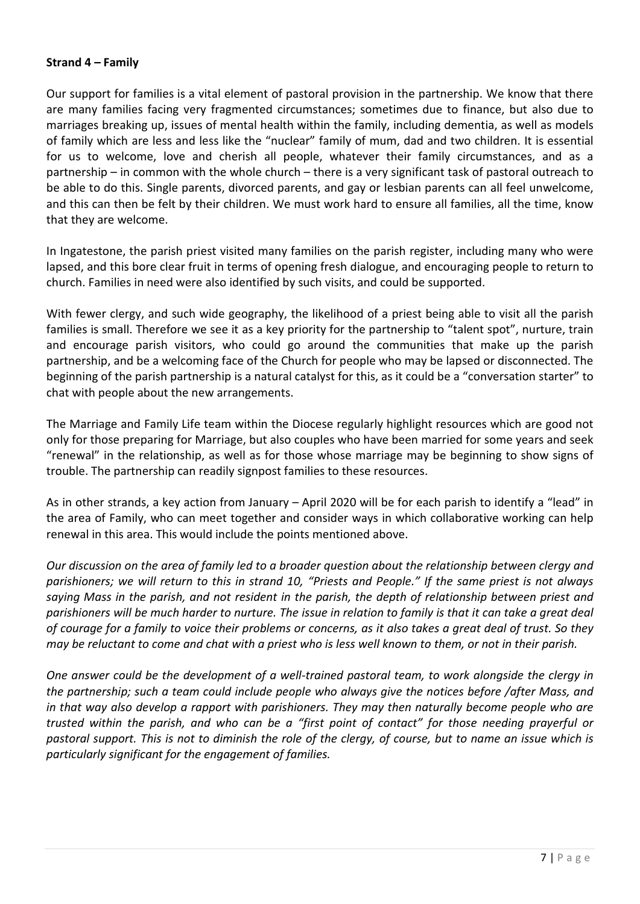**Strand 4 – Family**

Our support for families is a vital element of pastoral provision in the partnership. We know that there are many families facing very fragmented circumstances; sometimes due to finance, but also due to marriages breaking up, issues of mental health within the family, including dementia, as well as models of family which are less and less like the "nuclear" family of mum, dad and two children. It is essential for us to welcome, love and cherish all people, whatever their family circumstances, and as a partnership – in common with the whole church – there is a very significant task of pastoral outreach to be able to do this. Single parents, divorced parents, and gay or lesbian parents can all feel unwelcome, and this can then be felt by their children. We must work hard to ensure all families, all the time, know that they are welcome.

In Ingatestone, the parish priest visited many families on the parish register, including many who were lapsed, and this bore clear fruit in terms of opening fresh dialogue, and encouraging people to return to church. Families in need were also identified by such visits, and could be supported.

With fewer clergy, and such wide geography, the likelihood of a priest being able to visit all the parish families is small. Therefore we see it as a key priority for the partnership to "talent spot", nurture, train and encourage parish visitors, who could go around the communities that make up the parish partnership, and be a welcoming face of the Church for people who may be lapsed or disconnected. The beginning of the parish partnership is a natural catalyst for this, as it could be a "conversation starter" to chat with people about the new arrangements.

The Marriage and Family Life team within the Diocese regularly highlight resources which are good not only for those preparing for Marriage, but also couples who have been married for some years and seek "renewal" in the relationship, as well as for those whose marriage may be beginning to show signs of trouble. The partnership can readily signpost families to these resources.

As in other strands, a key action from January – April 2020 will be for each parish to identify a "lead" in the area of Family, who can meet together and consider ways in which collaborative working can help renewal in this area. This would include the points mentioned above.

*Our discussion on the area of family led to a broader question about the relationship between clergy and parishioners; we will return to this in strand 10, "Priests and People." If the same priest is not always saying Mass in the parish, and not resident in the parish, the depth of relationship between priest and parishioners will be much harder to nurture. The issue in relation to family is that it can take a great deal of courage for a family to voice their problems or concerns, as it also takes a great deal of trust. So they may be reluctant to come and chat with a priest who is less well known to them, or not in their parish.*

*One answer could be the development of a well-trained pastoral team, to work alongside the clergy in the partnership; such a team could include people who always give the notices before /after Mass, and in that way also develop a rapport with parishioners. They may then naturally become people who are trusted within the parish, and who can be a "first point of contact" for those needing prayerful or pastoral support. This is not to diminish the role of the clergy, of course, but to name an issue which is particularly significant for the engagement of families.*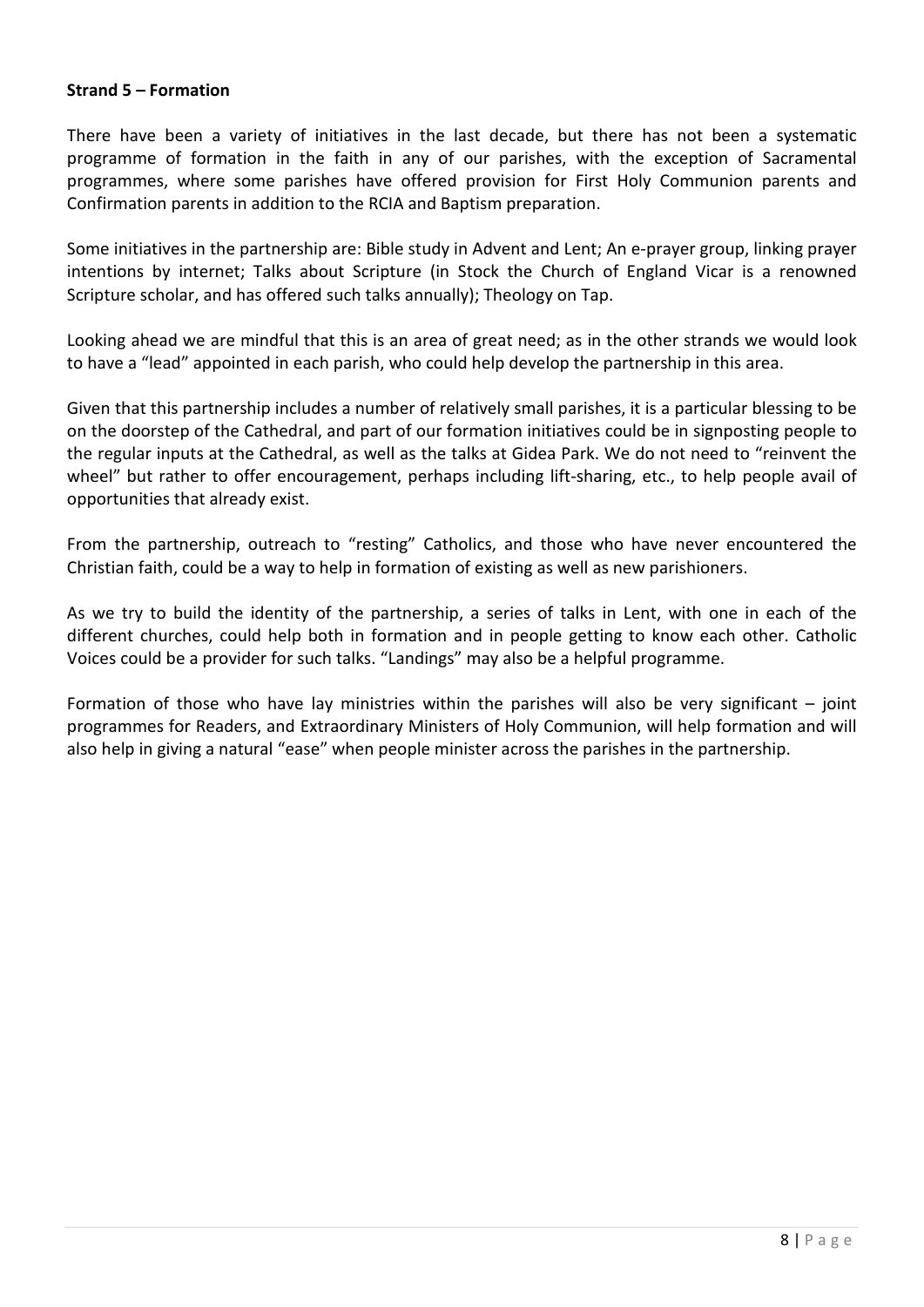**Strand 5 – Formation**

There have been a variety of initiatives in the last decade, but there has not been a systematic programme of formation in the faith in any of our parishes, with the exception of Sacramental programmes, where some parishes have offered provision for First Holy Communion parents and Confirmation parents in addition to the RCIA and Baptism preparation.

Some initiatives in the partnership are: Bible study in Advent and Lent; An e-prayer group, linking prayer intentions by internet; Talks about Scripture (in Stock the Church of England Vicar is a renowned Scripture scholar, and has offered such talks annually); Theology on Tap.

Looking ahead we are mindful that this is an area of great need; as in the other strands we would look to have a "lead" appointed in each parish, who could help develop the partnership in this area.

Given that this partnership includes a number of relatively small parishes, it is a particular blessing to be on the doorstep of the Cathedral, and part of our formation initiatives could be in signposting people to the regular inputs at the Cathedral, as well as the talks at Gidea Park. We do not need to "reinvent the wheel" but rather to offer encouragement, perhaps including lift-sharing, etc., to help people avail of opportunities that already exist.

From the partnership, outreach to "resting" Catholics, and those who have never encountered the Christian faith, could be a way to help in formation of existing as well as new parishioners.

As we try to build the identity of the partnership, a series of talks in Lent, with one in each of the different churches, could help both in formation and in people getting to know each other. Catholic Voices could be a provider for such talks. "Landings" may also be a helpful programme.

Formation of those who have lay ministries within the parishes will also be very significant – joint programmes for Readers, and Extraordinary Ministers of Holy Communion, will help formation and will also help in giving a natural "ease" when people minister across the parishes in the partnership.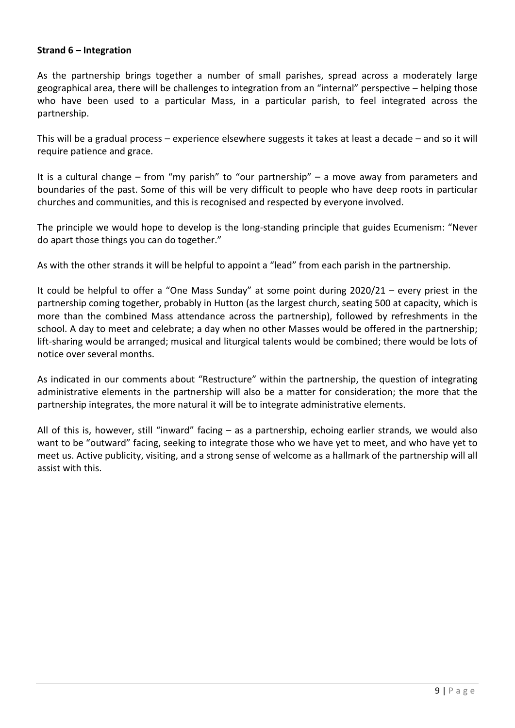**Strand 6 – Integration**

As the partnership brings together a number of small parishes, spread across a moderately large geographical area, there will be challenges to integration from an "internal" perspective – helping those who have been used to a particular Mass, in a particular parish, to feel integrated across the partnership.

This will be a gradual process – experience elsewhere suggests it takes at least a decade – and so it will require patience and grace.

It is a cultural change – from "my parish" to "our partnership" – a move away from parameters and boundaries of the past. Some of this will be very difficult to people who have deep roots in particular churches and communities, and this is recognised and respected by everyone involved.

The principle we would hope to develop is the long-standing principle that guides Ecumenism: "Never do apart those things you can do together."

As with the other strands it will be helpful to appoint a "lead" from each parish in the partnership.

It could be helpful to offer a "One Mass Sunday" at some point during 2020/21 – every priest in the partnership coming together, probably in Hutton (as the largest church, seating 500 at capacity, which is more than the combined Mass attendance across the partnership), followed by refreshments in the school. A day to meet and celebrate; a day when no other Masses would be offered in the partnership; lift-sharing would be arranged; musical and liturgical talents would be combined; there would be lots of notice over several months.

As indicated in our comments about "Restructure" within the partnership, the question of integrating administrative elements in the partnership will also be a matter for consideration; the more that the partnership integrates, the more natural it will be to integrate administrative elements.

All of this is, however, still "inward" facing – as a partnership, echoing earlier strands, we would also want to be "outward" facing, seeking to integrate those who we have yet to meet, and who have yet to meet us. Active publicity, visiting, and a strong sense of welcome as a hallmark of the partnership will all assist with this.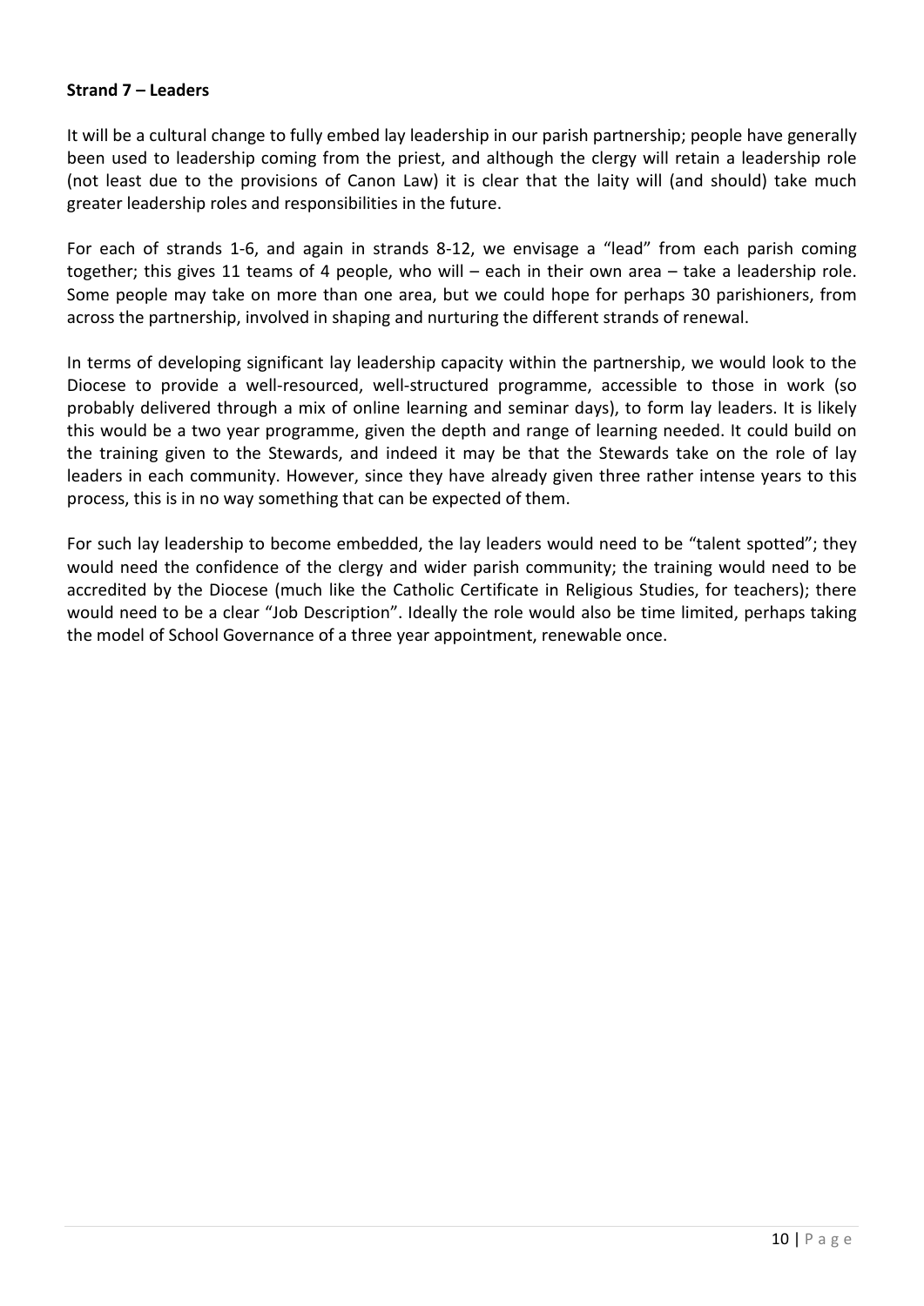**Strand 7 – Leaders**

It will be a cultural change to fully embed lay leadership in our parish partnership; people have generally been used to leadership coming from the priest, and although the clergy will retain a leadership role (not least due to the provisions of Canon Law) it is clear that the laity will (and should) take much greater leadership roles and responsibilities in the future.

For each of strands 1-6, and again in strands 8-12, we envisage a "lead" from each parish coming together; this gives 11 teams of 4 people, who will – each in their own area – take a leadership role. Some people may take on more than one area, but we could hope for perhaps 30 parishioners, from across the partnership, involved in shaping and nurturing the different strands of renewal.

In terms of developing significant lay leadership capacity within the partnership, we would look to the Diocese to provide a well-resourced, well-structured programme, accessible to those in work (so probably delivered through a mix of online learning and seminar days), to form lay leaders. It is likely this would be a two year programme, given the depth and range of learning needed. It could build on the training given to the Stewards, and indeed it may be that the Stewards take on the role of lay leaders in each community. However, since they have already given three rather intense years to this process, this is in no way something that can be expected of them.

For such lay leadership to become embedded, the lay leaders would need to be "talent spotted"; they would need the confidence of the clergy and wider parish community; the training would need to be accredited by the Diocese (much like the Catholic Certificate in Religious Studies, for teachers); there would need to be a clear "Job Description". Ideally the role would also be time limited, perhaps taking the model of School Governance of a three year appointment, renewable once.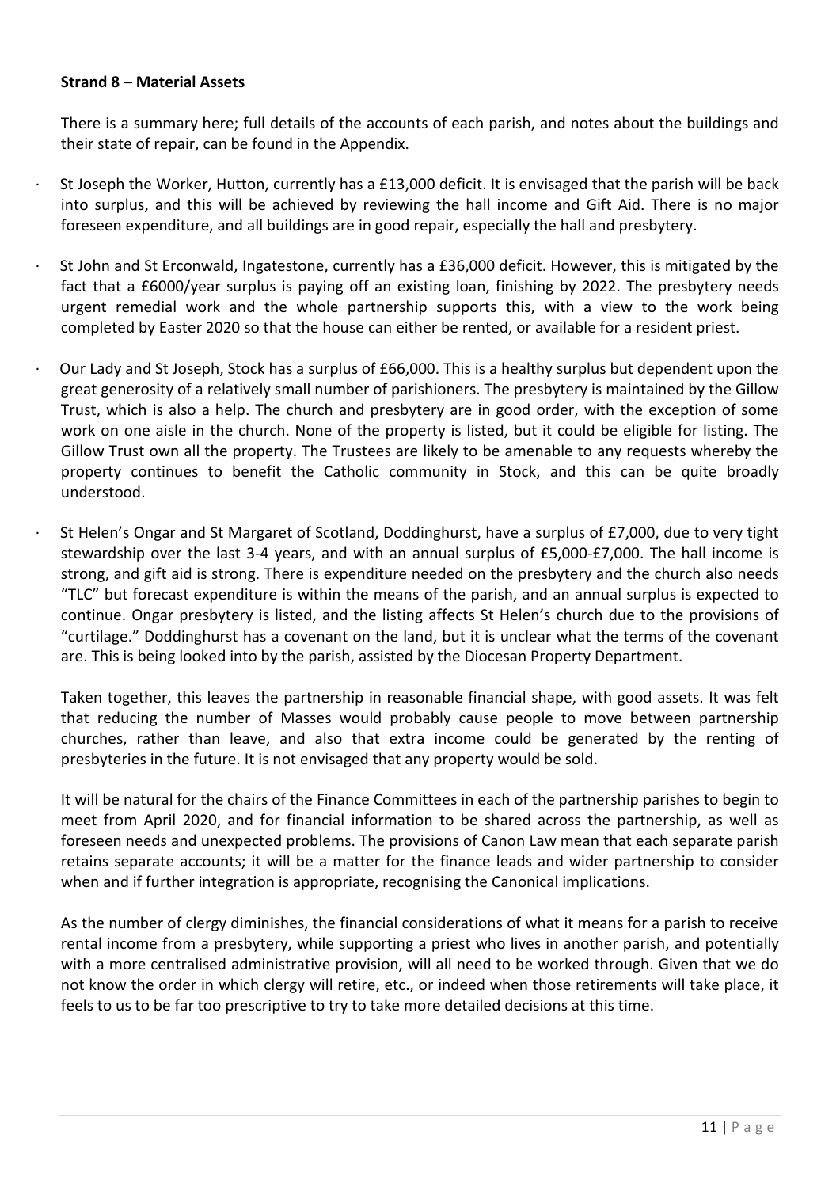**Strand 8 – Material Assets**

There is a summary here; full details of the accounts of each parish, and notes about the buildings and their state of repair, can be found in the Appendix.

- St Joseph the Worker, Hutton, currently has a £13,000 deficit. It is envisaged that the parish will be back into surplus, and this will be achieved by reviewing the hall income and Gift Aid. There is no major foreseen expenditure, and all buildings are in good repair, especially the hall and presbytery.
- St John and St Erconwald, Ingatestone, currently has a £36,000 deficit. However, this is mitigated by the fact that a £6000/year surplus is paying off an existing loan, finishing by 2022. The presbytery needs urgent remedial work and the whole partnership supports this, with a view to the work being completed by Easter 2020 so that the house can either be rented, or available for a resident priest.
- Our Lady and St Joseph, Stock has a surplus of £66,000. This is a healthy surplus but dependent upon the great generosity of a relatively small number of parishioners. The presbytery is maintained by the Gillow Trust, which is also a help. The church and presbytery are in good order, with the exception of some work on one aisle in the church. None of the property is listed, but it could be eligible for listing. The Gillow Trust own all the property. The Trustees are likely to be amenable to any requests whereby the property continues to benefit the Catholic community in Stock, and this can be quite broadly understood.
- St Helen's Ongar and St Margaret of Scotland, Doddinghurst, have a surplus of £7,000, due to very tight stewardship over the last 3-4 years, and with an annual surplus of £5,000-£7,000. The hall income is strong, and gift aid is strong. There is expenditure needed on the presbytery and the church also needs "TLC" but forecast expenditure is within the means of the parish, and an annual surplus is expected to continue. Ongar presbytery is listed, and the listing affects St Helen's church due to the provisions of "curtilage." Doddinghurst has a covenant on the land, but it is unclear what the terms of the covenant are. This is being looked into by the parish, assisted by the Diocesan Property Department.

Taken together, this leaves the partnership in reasonable financial shape, with good assets. It was felt that reducing the number of Masses would probably cause people to move between partnership churches, rather than leave, and also that extra income could be generated by the renting of presbyteries in the future. It is not envisaged that any property would be sold.

It will be natural for the chairs of the Finance Committees in each of the partnership parishes to begin to meet from April 2020, and for financial information to be shared across the partnership, as well as foreseen needs and unexpected problems. The provisions of Canon Law mean that each separate parish retains separate accounts; it will be a matter for the finance leads and wider partnership to consider when and if further integration is appropriate, recognising the Canonical implications.

As the number of clergy diminishes, the financial considerations of what it means for a parish to receive rental income from a presbytery, while supporting a priest who lives in another parish, and potentially with a more centralised administrative provision, will all need to be worked through. Given that we do not know the order in which clergy will retire, etc., or indeed when those retirements will take place, it feels to us to be far too prescriptive to try to take more detailed decisions at this time.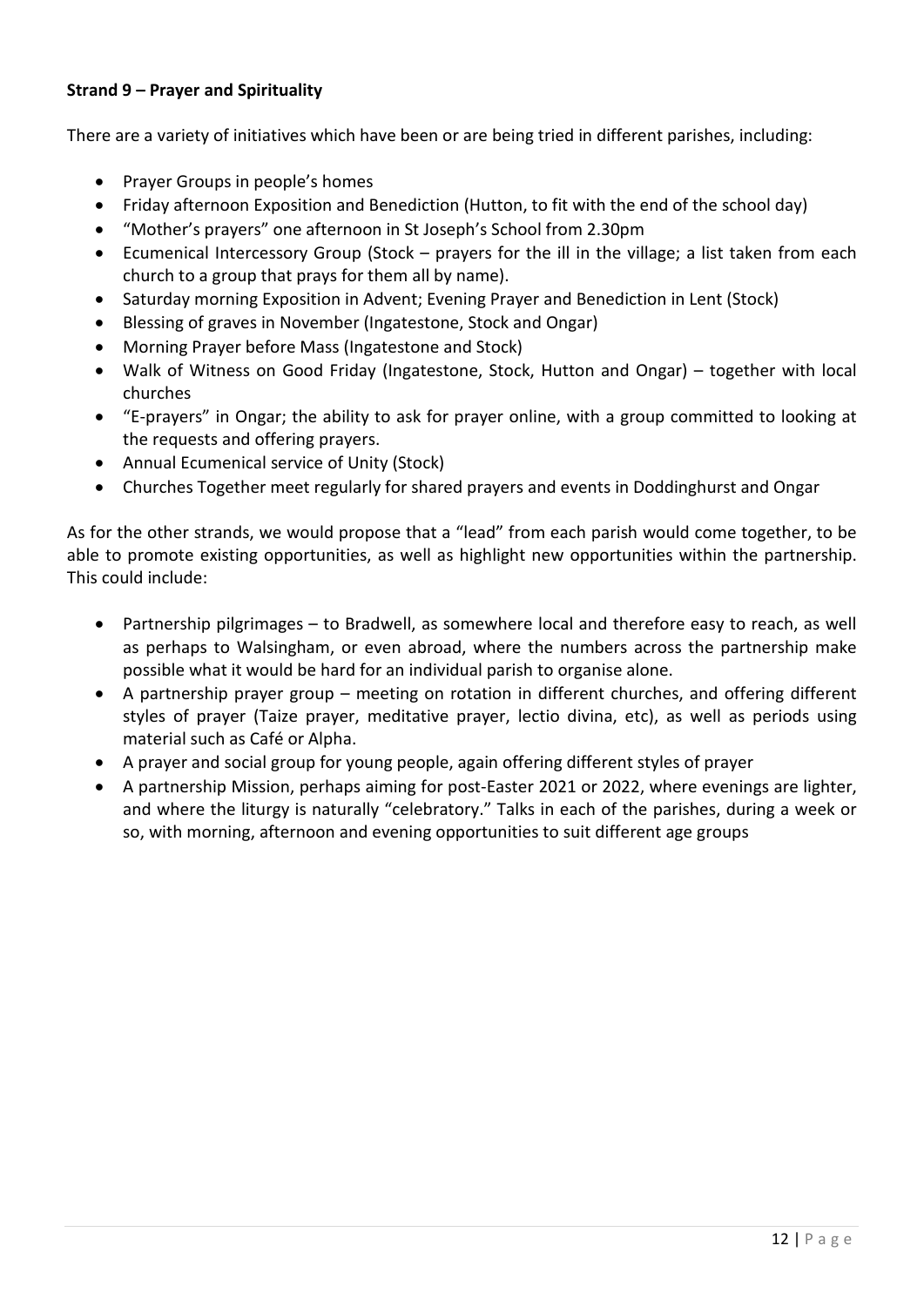**Strand 9 – Prayer and Spirituality**

There are a variety of initiatives which have been or are being tried in different parishes, including:

- Prayer Groups in people's homes
- Friday afternoon Exposition and Benediction (Hutton, to fit with the end of the school day)
- "Mother's prayers" one afternoon in St Joseph's School from 2.30pm
- Ecumenical Intercessory Group (Stock – prayers for the ill in the village; a list taken from each church to a group that prays for them all by name).
- Saturday morning Exposition in Advent; Evening Prayer and Benediction in Lent (Stock)
- Blessing of graves in November (Ingatestone, Stock and Ongar)
- Morning Prayer before Mass (Ingatestone and Stock)
- Walk of Witness on Good Friday (Ingatestone, Stock, Hutton and Ongar) – together with local churches
- "E-prayers" in Ongar; the ability to ask for prayer online, with a group committed to looking at the requests and offering prayers.
- Annual Ecumenical service of Unity (Stock)
- Churches Together meet regularly for shared prayers and events in Doddinghurst and Ongar

As for the other strands, we would propose that a "lead" from each parish would come together, to be able to promote existing opportunities, as well as highlight new opportunities within the partnership. This could include:

- Partnership pilgrimages – to Bradwell, as somewhere local and therefore easy to reach, as well as perhaps to Walsingham, or even abroad, where the numbers across the partnership make possible what it would be hard for an individual parish to organise alone.
- A partnership prayer group – meeting on rotation in different churches, and offering different styles of prayer (Taize prayer, meditative prayer, lectio divina, etc), as well as periods using material such as Café or Alpha.
- A prayer and social group for young people, again offering different styles of prayer
- A partnership Mission, perhaps aiming for post-Easter 2021 or 2022, where evenings are lighter, and where the liturgy is naturally "celebratory." Talks in each of the parishes, during a week or so, with morning, afternoon and evening opportunities to suit different age groups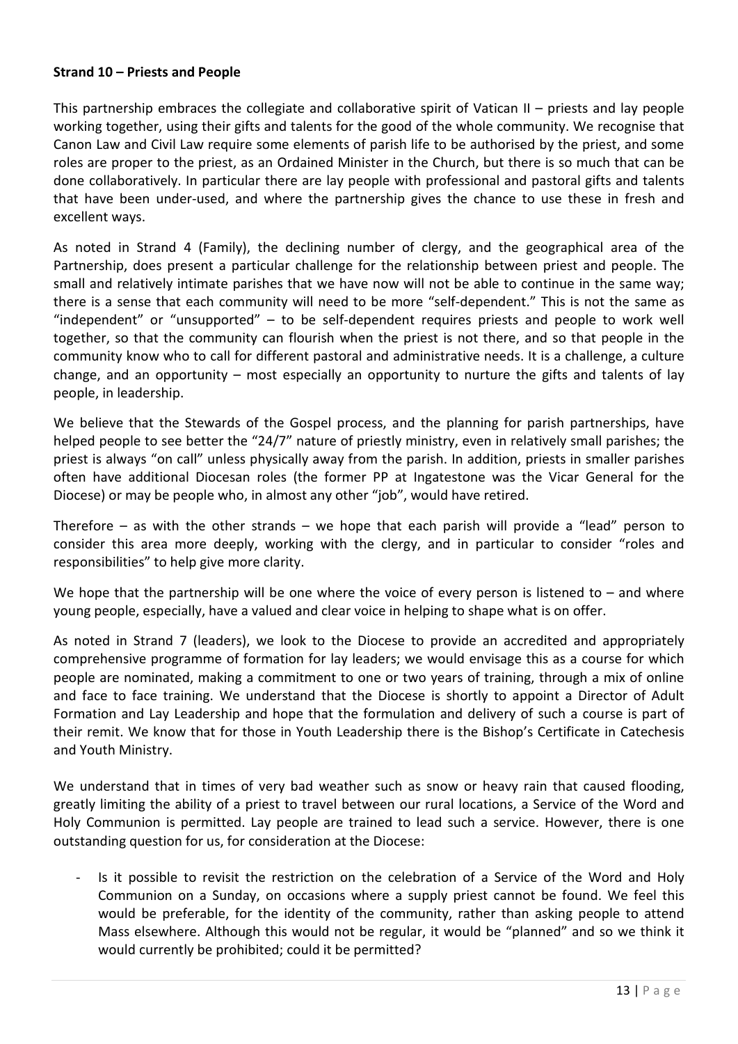**Strand 10 – Priests and People**

This partnership embraces the collegiate and collaborative spirit of Vatican II – priests and lay people working together, using their gifts and talents for the good of the whole community. We recognise that Canon Law and Civil Law require some elements of parish life to be authorised by the priest, and some roles are proper to the priest, as an Ordained Minister in the Church, but there is so much that can be done collaboratively. In particular there are lay people with professional and pastoral gifts and talents that have been under-used, and where the partnership gives the chance to use these in fresh and excellent ways.

As noted in Strand 4 (Family), the declining number of clergy, and the geographical area of the Partnership, does present a particular challenge for the relationship between priest and people. The small and relatively intimate parishes that we have now will not be able to continue in the same way; there is a sense that each community will need to be more "self-dependent." This is not the same as "independent" or "unsupported" – to be self-dependent requires priests and people to work well together, so that the community can flourish when the priest is not there, and so that people in the community know who to call for different pastoral and administrative needs. It is a challenge, a culture change, and an opportunity – most especially an opportunity to nurture the gifts and talents of lay people, in leadership.

We believe that the Stewards of the Gospel process, and the planning for parish partnerships, have helped people to see better the "24/7" nature of priestly ministry, even in relatively small parishes; the priest is always "on call" unless physically away from the parish. In addition, priests in smaller parishes often have additional Diocesan roles (the former PP at Ingatestone was the Vicar General for the Diocese) or may be people who, in almost any other "job", would have retired.

Therefore – as with the other strands – we hope that each parish will provide a "lead" person to consider this area more deeply, working with the clergy, and in particular to consider "roles and responsibilities" to help give more clarity.

We hope that the partnership will be one where the voice of every person is listened to – and where young people, especially, have a valued and clear voice in helping to shape what is on offer.

As noted in Strand 7 (leaders), we look to the Diocese to provide an accredited and appropriately comprehensive programme of formation for lay leaders; we would envisage this as a course for which people are nominated, making a commitment to one or two years of training, through a mix of online and face to face training. We understand that the Diocese is shortly to appoint a Director of Adult Formation and Lay Leadership and hope that the formulation and delivery of such a course is part of their remit. We know that for those in Youth Leadership there is the Bishop's Certificate in Catechesis and Youth Ministry.

We understand that in times of very bad weather such as snow or heavy rain that caused flooding, greatly limiting the ability of a priest to travel between our rural locations, a Service of the Word and Holy Communion is permitted. Lay people are trained to lead such a service. However, there is one outstanding question for us, for consideration at the Diocese:

- Is it possible to revisit the restriction on the celebration of a Service of the Word and Holy Communion on a Sunday, on occasions where a supply priest cannot be found. We feel this would be preferable, for the identity of the community, rather than asking people to attend Mass elsewhere. Although this would not be regular, it would be "planned" and so we think it would currently be prohibited; could it be permitted?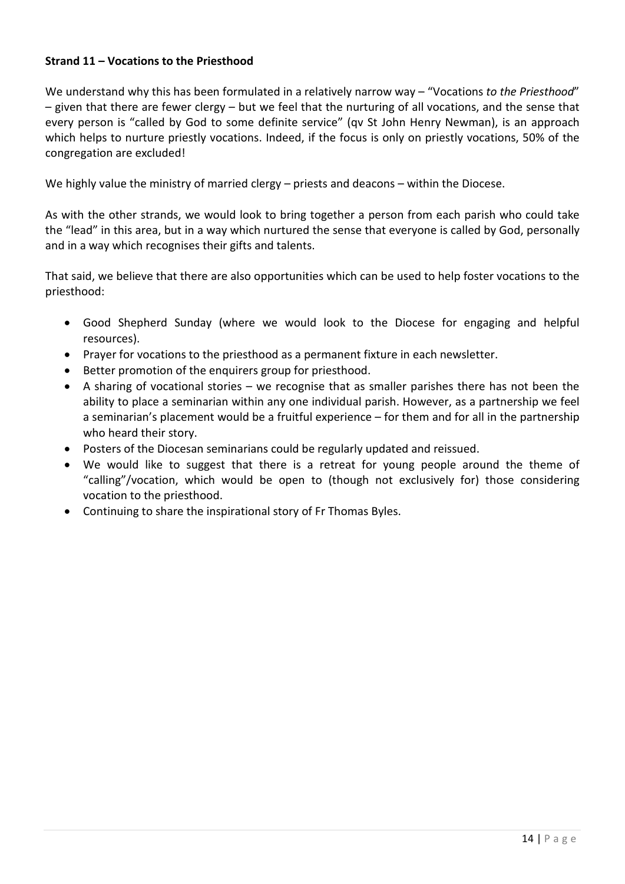**Strand 11 – Vocations to the Priesthood**

We understand why this has been formulated in a relatively narrow way – "Vocations *to the Priesthood*" – given that there are fewer clergy – but we feel that the nurturing of all vocations, and the sense that every person is "called by God to some definite service" (qv St John Henry Newman), is an approach which helps to nurture priestly vocations. Indeed, if the focus is only on priestly vocations, 50% of the congregation are excluded!

We highly value the ministry of married clergy – priests and deacons – within the Diocese.

As with the other strands, we would look to bring together a person from each parish who could take the "lead" in this area, but in a way which nurtured the sense that everyone is called by God, personally and in a way which recognises their gifts and talents.

That said, we believe that there are also opportunities which can be used to help foster vocations to the priesthood:

- Good Shepherd Sunday (where we would look to the Diocese for engaging and helpful resources).
- Prayer for vocations to the priesthood as a permanent fixture in each newsletter.
- Better promotion of the enquirers group for priesthood.
- A sharing of vocational stories – we recognise that as smaller parishes there has not been the ability to place a seminarian within any one individual parish. However, as a partnership we feel a seminarian's placement would be a fruitful experience – for them and for all in the partnership who heard their story.
- Posters of the Diocesan seminarians could be regularly updated and reissued.
- We would like to suggest that there is a retreat for young people around the theme of "calling"/vocation, which would be open to (though not exclusively for) those considering vocation to the priesthood.
- Continuing to share the inspirational story of Fr Thomas Byles.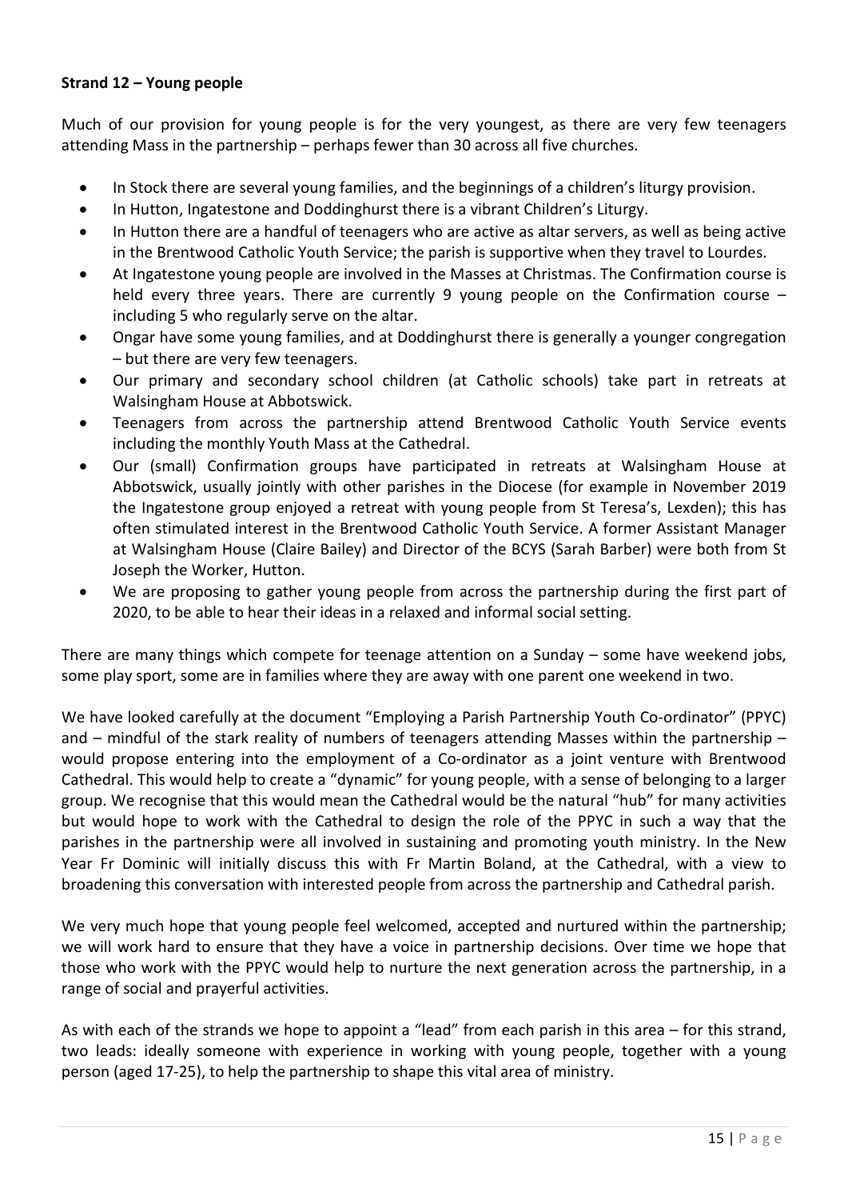**Strand 12 – Young people**

Much of our provision for young people is for the very youngest, as there are very few teenagers attending Mass in the partnership – perhaps fewer than 30 across all five churches.

- In Stock there are several young families, and the beginnings of a children's liturgy provision.
- In Hutton, Ingatestone and Doddinghurst there is a vibrant Children's Liturgy.
- In Hutton there are a handful of teenagers who are active as altar servers, as well as being active in the Brentwood Catholic Youth Service; the parish is supportive when they travel to Lourdes.
- At Ingatestone young people are involved in the Masses at Christmas. The Confirmation course is held every three years. There are currently 9 young people on the Confirmation course – including 5 who regularly serve on the altar.
- Ongar have some young families, and at Doddinghurst there is generally a younger congregation – but there are very few teenagers.
- Our primary and secondary school children (at Catholic schools) take part in retreats at Walsingham House at Abbotswick.
- Teenagers from across the partnership attend Brentwood Catholic Youth Service events including the monthly Youth Mass at the Cathedral.
- Our (small) Confirmation groups have participated in retreats at Walsingham House at Abbotswick, usually jointly with other parishes in the Diocese (for example in November 2019 the Ingatestone group enjoyed a retreat with young people from St Teresa's, Lexden); this has often stimulated interest in the Brentwood Catholic Youth Service. A former Assistant Manager at Walsingham House (Claire Bailey) and Director of the BCYS (Sarah Barber) were both from St Joseph the Worker, Hutton.
- We are proposing to gather young people from across the partnership during the first part of 2020, to be able to hear their ideas in a relaxed and informal social setting.

There are many things which compete for teenage attention on a Sunday – some have weekend jobs, some play sport, some are in families where they are away with one parent one weekend in two.

We have looked carefully at the document "Employing a Parish Partnership Youth Co-ordinator" (PPYC) and – mindful of the stark reality of numbers of teenagers attending Masses within the partnership – would propose entering into the employment of a Co-ordinator as a joint venture with Brentwood Cathedral. This would help to create a "dynamic" for young people, with a sense of belonging to a larger group. We recognise that this would mean the Cathedral would be the natural "hub" for many activities but would hope to work with the Cathedral to design the role of the PPYC in such a way that the parishes in the partnership were all involved in sustaining and promoting youth ministry. In the New Year Fr Dominic will initially discuss this with Fr Martin Boland, at the Cathedral, with a view to broadening this conversation with interested people from across the partnership and Cathedral parish.

We very much hope that young people feel welcomed, accepted and nurtured within the partnership; we will work hard to ensure that they have a voice in partnership decisions. Over time we hope that those who work with the PPYC would help to nurture the next generation across the partnership, in a range of social and prayerful activities.

As with each of the strands we hope to appoint a "lead" from each parish in this area – for this strand, two leads: ideally someone with experience in working with young people, together with a young person (aged 17-25), to help the partnership to shape this vital area of ministry.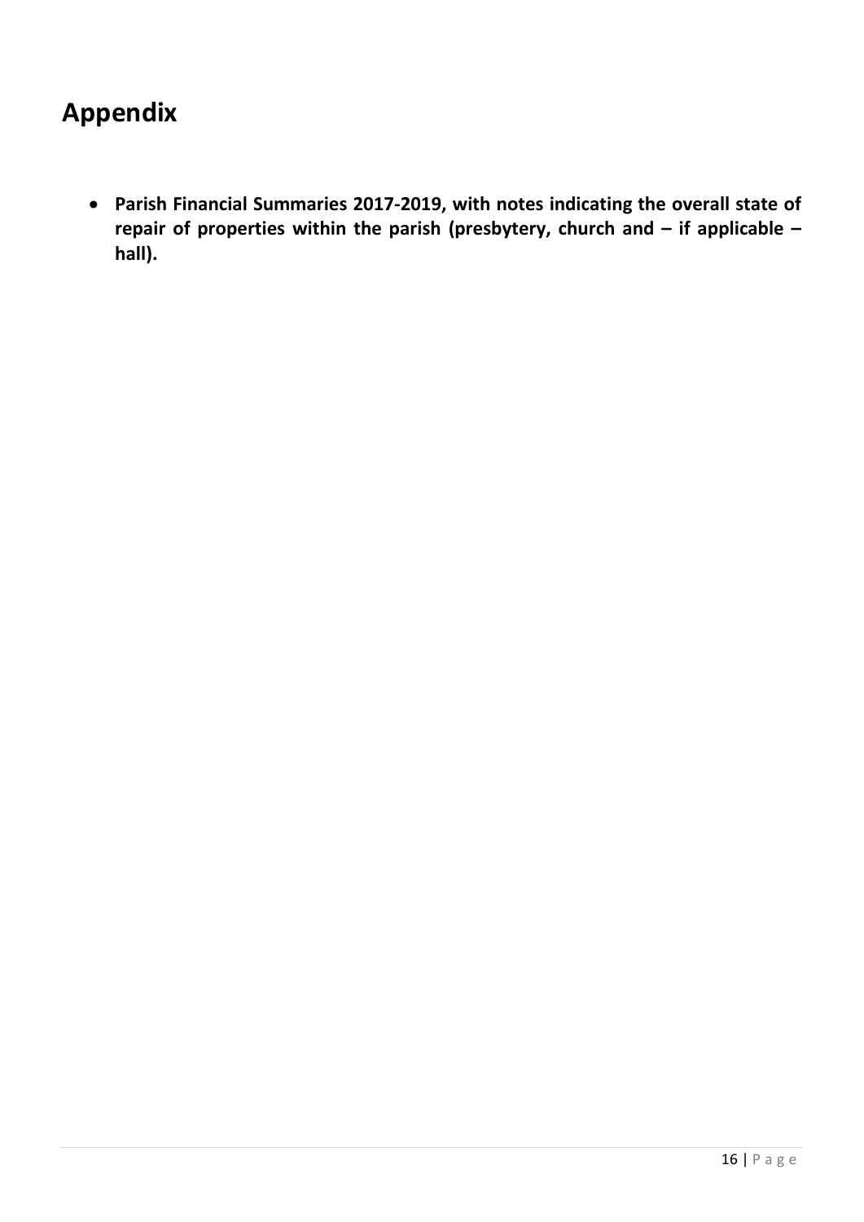# Appendix

- **Parish Financial Summaries 2017-2019, with notes indicating the overall state of repair of properties within the parish (presbytery, church and – if applicable – hall).**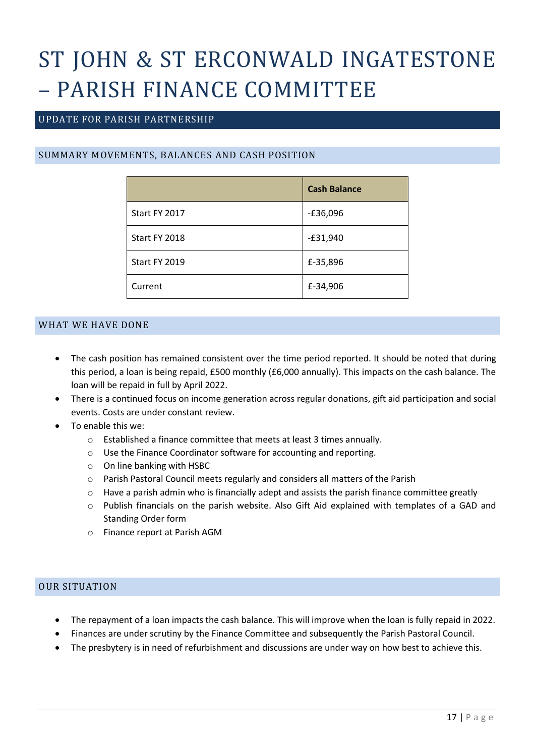# ST JOHN & ST ERCONWALD INGATESTONE – PARISH FINANCE COMMITTEE

## UPDATE FOR PARISH PARTNERSHIP

### SUMMARY MOVEMENTS, BALANCES AND CASH POSITION

| | **Cash Balance** |
|---|---|
| Start FY 2017 | -£36,096 |
| Start FY 2018 | -£31,940 |
| Start FY 2019 | £-35,896 |
| Current | £-34,906 |

### WHAT WE HAVE DONE

- The cash position has remained consistent over the time period reported. It should be noted that during this period, a loan is being repaid, £500 monthly (£6,000 annually). This impacts on the cash balance. The loan will be repaid in full by April 2022.
- There is a continued focus on income generation across regular donations, gift aid participation and social events. Costs are under constant review.
- To enable this we:
  - Established a finance committee that meets at least 3 times annually.
  - Use the Finance Coordinator software for accounting and reporting.
  - On line banking with HSBC
  - Parish Pastoral Council meets regularly and considers all matters of the Parish
  - Have a parish admin who is financially adept and assists the parish finance committee greatly
  - Publish financials on the parish website. Also Gift Aid explained with templates of a GAD and Standing Order form
  - Finance report at Parish AGM

### OUR SITUATION

- The repayment of a loan impacts the cash balance. This will improve when the loan is fully repaid in 2022.
- Finances are under scrutiny by the Finance Committee and subsequently the Parish Pastoral Council.
- The presbytery is in need of refurbishment and discussions are under way on how best to achieve this.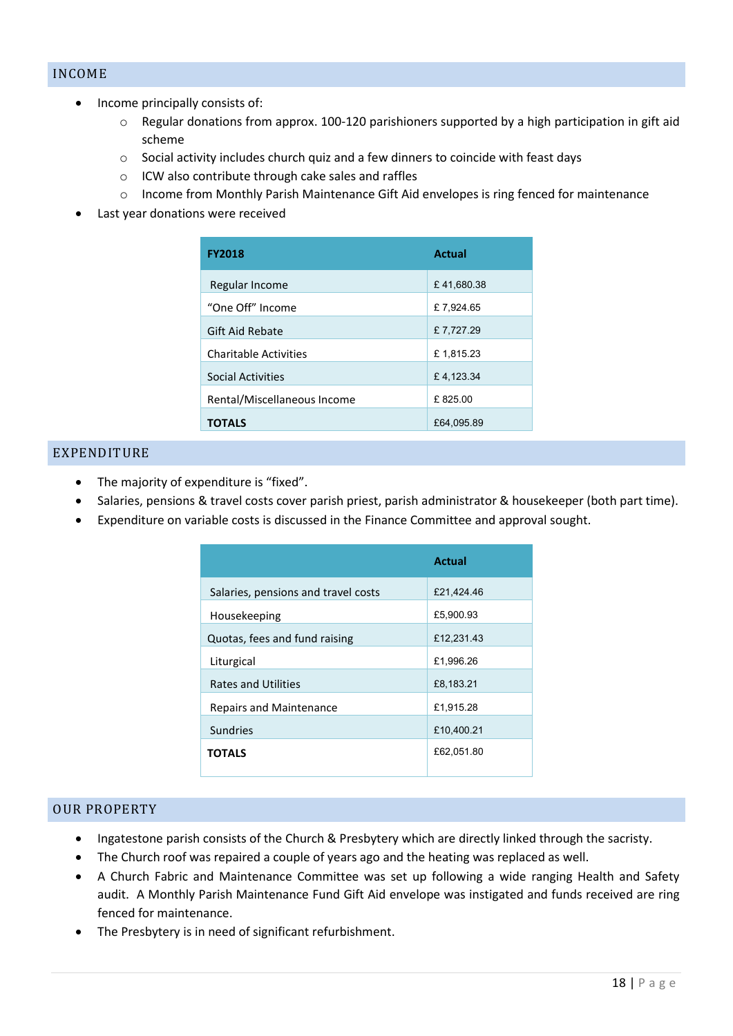## INCOME

- Income principally consists of:
  - Regular donations from approx. 100-120 parishioners supported by a high participation in gift aid scheme
  - Social activity includes church quiz and a few dinners to coincide with feast days
  - ICW also contribute through cake sales and raffles
  - Income from Monthly Parish Maintenance Gift Aid envelopes is ring fenced for maintenance
- Last year donations were received

| FY2018 | Actual |
|---|---|
| Regular Income | £ 41,680.38 |
| "One Off" Income | £ 7,924.65 |
| Gift Aid Rebate | £ 7,727.29 |
| Charitable Activities | £ 1,815.23 |
| Social Activities | £ 4,123.34 |
| Rental/Miscellaneous Income | £ 825.00 |
| **TOTALS** | £64,095.89 |

## EXPENDITURE

- The majority of expenditure is "fixed".
- Salaries, pensions & travel costs cover parish priest, parish administrator & housekeeper (both part time).
- Expenditure on variable costs is discussed in the Finance Committee and approval sought.

| | Actual |
|---|---|
| Salaries, pensions and travel costs | £21,424.46 |
| Housekeeping | £5,900.93 |
| Quotas, fees and fund raising | £12,231.43 |
| Liturgical | £1,996.26 |
| Rates and Utilities | £8,183.21 |
| Repairs and Maintenance | £1,915.28 |
| Sundries | £10,400.21 |
| **TOTALS** | £62,051.80 |

## OUR PROPERTY

- Ingatestone parish consists of the Church & Presbytery which are directly linked through the sacristy.
- The Church roof was repaired a couple of years ago and the heating was replaced as well.
- A Church Fabric and Maintenance Committee was set up following a wide ranging Health and Safety audit. A Monthly Parish Maintenance Fund Gift Aid envelope was instigated and funds received are ring fenced for maintenance.
- The Presbytery is in need of significant refurbishment.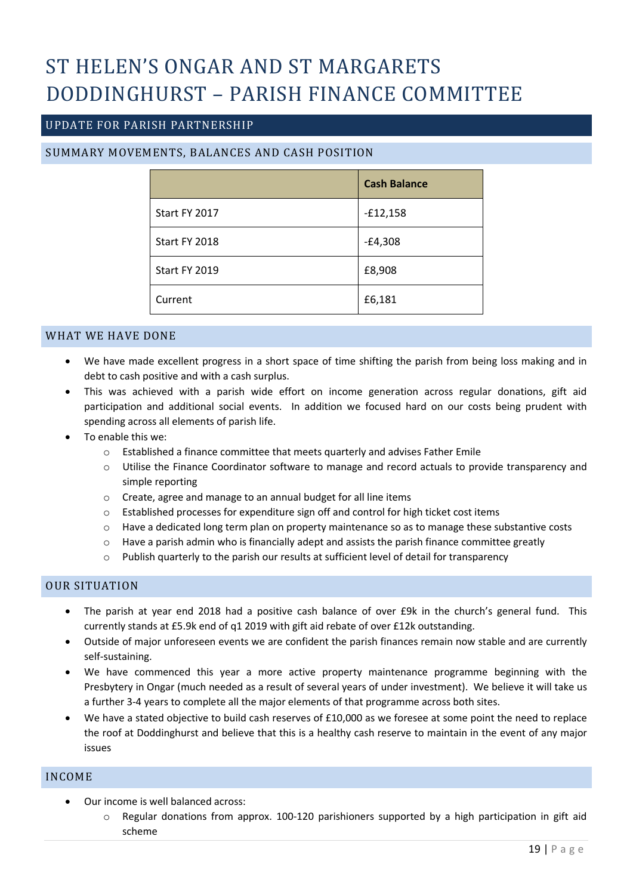# ST HELEN'S ONGAR AND ST MARGARETS DODDINGHURST – PARISH FINANCE COMMITTEE

## UPDATE FOR PARISH PARTNERSHIP

### SUMMARY MOVEMENTS, BALANCES AND CASH POSITION

| | **Cash Balance** |
|---|---|
| Start FY 2017 | -£12,158 |
| Start FY 2018 | -£4,308 |
| Start FY 2019 | £8,908 |
| Current | £6,181 |

### WHAT WE HAVE DONE

- We have made excellent progress in a short space of time shifting the parish from being loss making and in debt to cash positive and with a cash surplus.
- This was achieved with a parish wide effort on income generation across regular donations, gift aid participation and additional social events. In addition we focused hard on our costs being prudent with spending across all elements of parish life.
- To enable this we:
  - Established a finance committee that meets quarterly and advises Father Emile
  - Utilise the Finance Coordinator software to manage and record actuals to provide transparency and simple reporting
  - Create, agree and manage to an annual budget for all line items
  - Established processes for expenditure sign off and control for high ticket cost items
  - Have a dedicated long term plan on property maintenance so as to manage these substantive costs
  - Have a parish admin who is financially adept and assists the parish finance committee greatly
  - Publish quarterly to the parish our results at sufficient level of detail for transparency

### OUR SITUATION

- The parish at year end 2018 had a positive cash balance of over £9k in the church's general fund. This currently stands at £5.9k end of q1 2019 with gift aid rebate of over £12k outstanding.
- Outside of major unforeseen events we are confident the parish finances remain now stable and are currently self-sustaining.
- We have commenced this year a more active property maintenance programme beginning with the Presbytery in Ongar (much needed as a result of several years of under investment). We believe it will take us a further 3-4 years to complete all the major elements of that programme across both sites.
- We have a stated objective to build cash reserves of £10,000 as we foresee at some point the need to replace the roof at Doddinghurst and believe that this is a healthy cash reserve to maintain in the event of any major issues

### INCOME

- Our income is well balanced across:
  - Regular donations from approx. 100-120 parishioners supported by a high participation in gift aid scheme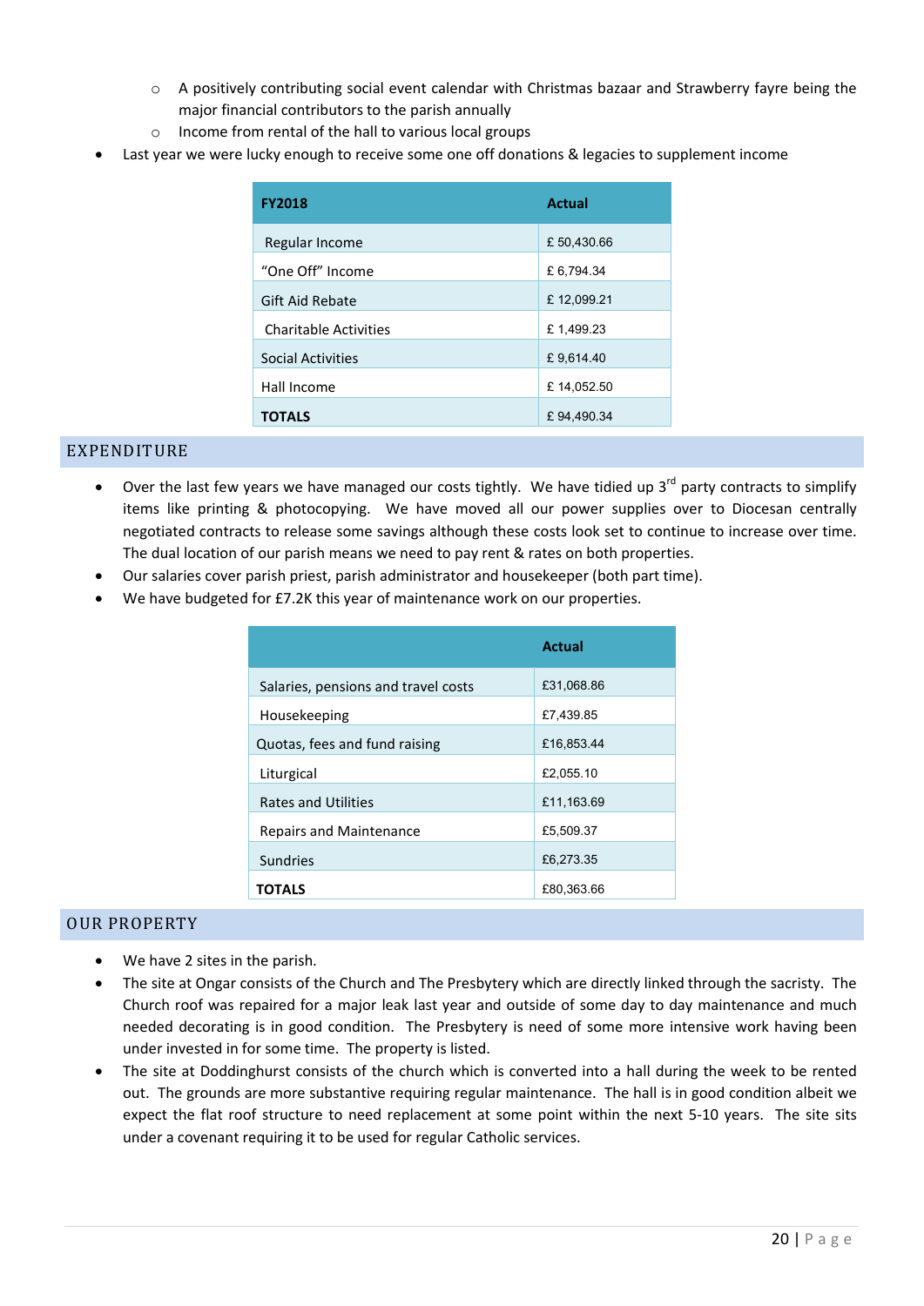- A positively contributing social event calendar with Christmas bazaar and Strawberry fayre being the major financial contributors to the parish annually
    - Income from rental of the hall to various local groups
- Last year we were lucky enough to receive some one off donations & legacies to supplement income

| FY2018 | Actual |
| --- | --- |
| Regular Income | £ 50,430.66 |
| "One Off" Income | £ 6,794.34 |
| Gift Aid Rebate | £ 12,099.21 |
| Charitable Activities | £ 1,499.23 |
| Social Activities | £ 9,614.40 |
| Hall Income | £ 14,052.50 |
| **TOTALS** | £ 94,490.34 |

## EXPENDITURE

- Over the last few years we have managed our costs tightly. We have tidied up 3rd party contracts to simplify items like printing & photocopying. We have moved all our power supplies over to Diocesan centrally negotiated contracts to release some savings although these costs look set to continue to increase over time. The dual location of our parish means we need to pay rent & rates on both properties.
- Our salaries cover parish priest, parish administrator and housekeeper (both part time).
- We have budgeted for £7.2K this year of maintenance work on our properties.

| | Actual |
| --- | --- |
| Salaries, pensions and travel costs | £31,068.86 |
| Housekeeping | £7,439.85 |
| Quotas, fees and fund raising | £16,853.44 |
| Liturgical | £2,055.10 |
| Rates and Utilities | £11,163.69 |
| Repairs and Maintenance | £5,509.37 |
| Sundries | £6,273.35 |
| **TOTALS** | £80,363.66 |

## OUR PROPERTY

- We have 2 sites in the parish.
- The site at Ongar consists of the Church and The Presbytery which are directly linked through the sacristy. The Church roof was repaired for a major leak last year and outside of some day to day maintenance and much needed decorating is in good condition. The Presbytery is need of some more intensive work having been under invested in for some time. The property is listed.
- The site at Doddinghurst consists of the church which is converted into a hall during the week to be rented out. The grounds are more substantive requiring regular maintenance. The hall is in good condition albeit we expect the flat roof structure to need replacement at some point within the next 5-10 years. The site sits under a covenant requiring it to be used for regular Catholic services.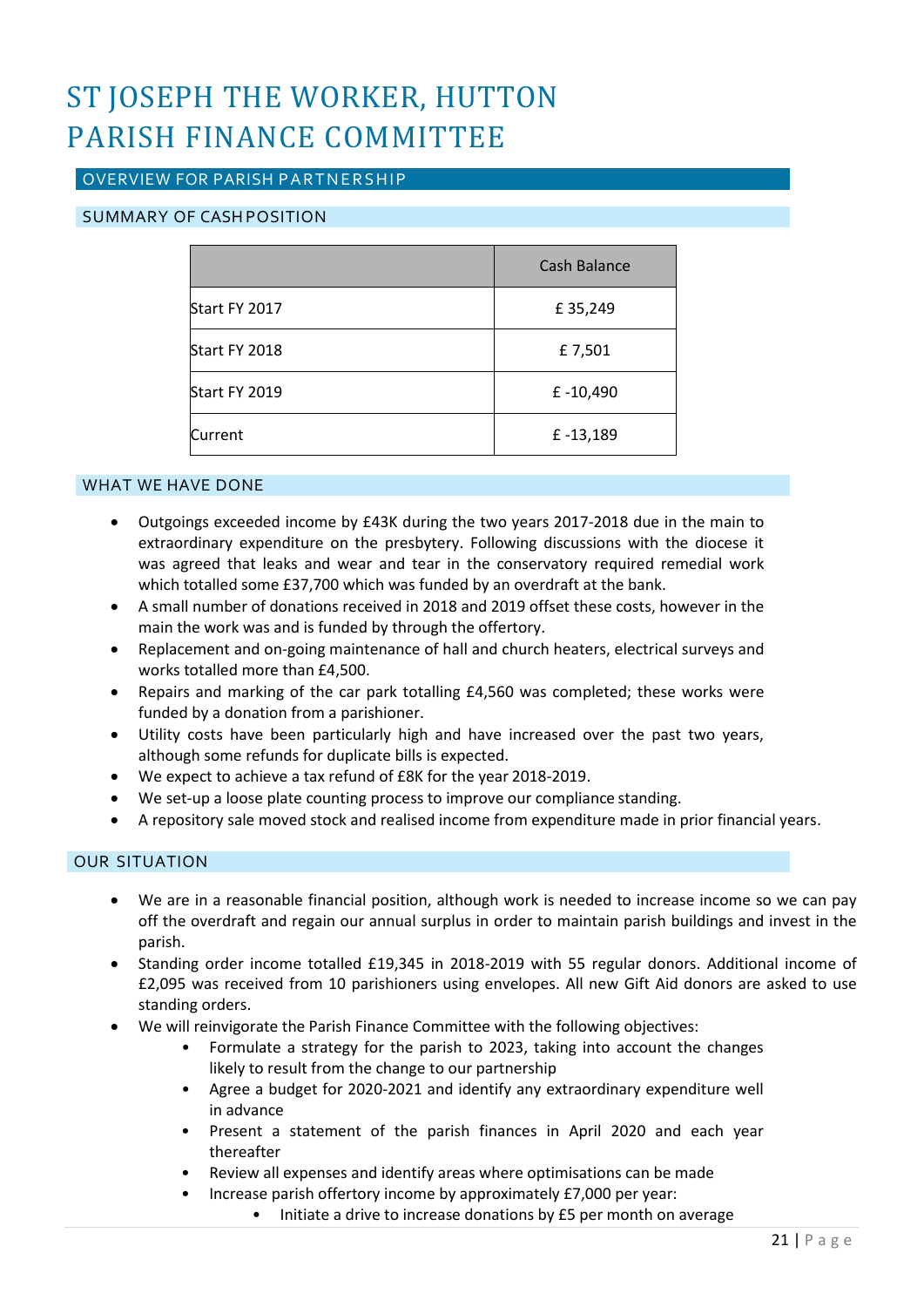# ST JOSEPH THE WORKER, HUTTON PARISH FINANCE COMMITTEE

## OVERVIEW FOR PARISH PARTNERSHIP

### SUMMARY OF CASH POSITION

| | Cash Balance |
|---|---|
| Start FY 2017 | £ 35,249 |
| Start FY 2018 | £ 7,501 |
| Start FY 2019 | £ -10,490 |
| Current | £ -13,189 |

### WHAT WE HAVE DONE

- Outgoings exceeded income by £43K during the two years 2017-2018 due in the main to extraordinary expenditure on the presbytery. Following discussions with the diocese it was agreed that leaks and wear and tear in the conservatory required remedial work which totalled some £37,700 which was funded by an overdraft at the bank.
- A small number of donations received in 2018 and 2019 offset these costs, however in the main the work was and is funded by through the offertory.
- Replacement and on-going maintenance of hall and church heaters, electrical surveys and works totalled more than £4,500.
- Repairs and marking of the car park totalling £4,560 was completed; these works were funded by a donation from a parishioner.
- Utility costs have been particularly high and have increased over the past two years, although some refunds for duplicate bills is expected.
- We expect to achieve a tax refund of £8K for the year 2018-2019.
- We set-up a loose plate counting process to improve our compliance standing.
- A repository sale moved stock and realised income from expenditure made in prior financial years.

### OUR SITUATION

- We are in a reasonable financial position, although work is needed to increase income so we can pay off the overdraft and regain our annual surplus in order to maintain parish buildings and invest in the parish.
- Standing order income totalled £19,345 in 2018-2019 with 55 regular donors. Additional income of £2,095 was received from 10 parishioners using envelopes. All new Gift Aid donors are asked to use standing orders.
- We will reinvigorate the Parish Finance Committee with the following objectives:
    - Formulate a strategy for the parish to 2023, taking into account the changes likely to result from the change to our partnership
    - Agree a budget for 2020-2021 and identify any extraordinary expenditure well in advance
    - Present a statement of the parish finances in April 2020 and each year thereafter
    - Review all expenses and identify areas where optimisations can be made
    - Increase parish offertory income by approximately £7,000 per year:
        - Initiate a drive to increase donations by £5 per month on average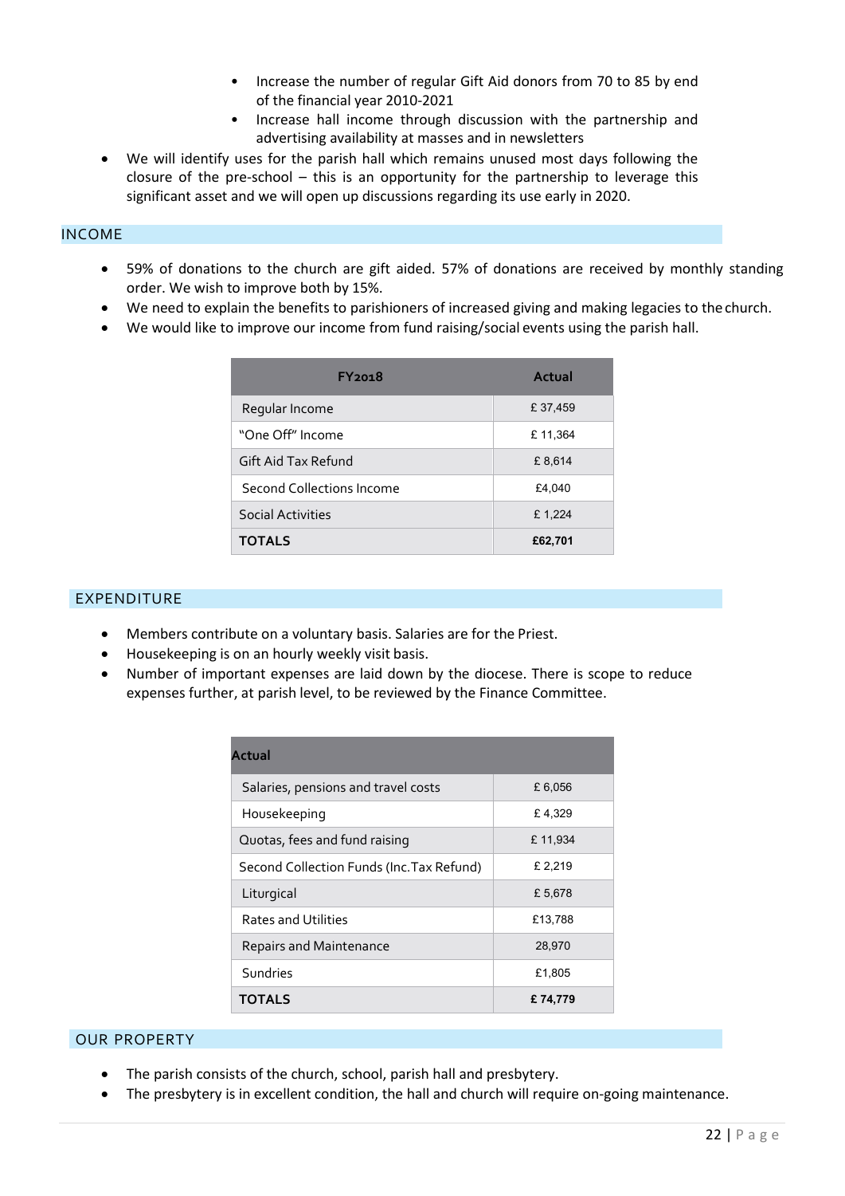- Increase the number of regular Gift Aid donors from 70 to 85 by end of the financial year 2010-2021
- Increase hall income through discussion with the partnership and advertising availability at masses and in newsletters

- We will identify uses for the parish hall which remains unused most days following the closure of the pre-school – this is an opportunity for the partnership to leverage this significant asset and we will open up discussions regarding its use early in 2020.

## INCOME

- 59% of donations to the church are gift aided. 57% of donations are received by monthly standing order. We wish to improve both by 15%.
- We need to explain the benefits to parishioners of increased giving and making legacies to the church.
- We would like to improve our income from fund raising/social events using the parish hall.

| FY2018 | Actual |
|---|---|
| Regular Income | £ 37,459 |
| "One Off" Income | £ 11,364 |
| Gift Aid Tax Refund | £ 8,614 |
| Second Collections Income | £4,040 |
| Social Activities | £ 1,224 |
| **TOTALS** | **£62,701** |

## EXPENDITURE

- Members contribute on a voluntary basis. Salaries are for the Priest.
- Housekeeping is on an hourly weekly visit basis.
- Number of important expenses are laid down by the diocese. There is scope to reduce expenses further, at parish level, to be reviewed by the Finance Committee.

| Actual | |
|---|---|
| Salaries, pensions and travel costs | £ 6,056 |
| Housekeeping | £ 4,329 |
| Quotas, fees and fund raising | £ 11,934 |
| Second Collection Funds (Inc.Tax Refund) | £ 2,219 |
| Liturgical | £ 5,678 |
| Rates and Utilities | £13,788 |
| Repairs and Maintenance | 28,970 |
| Sundries | £1,805 |
| **TOTALS** | **£ 74,779** |

## OUR PROPERTY

- The parish consists of the church, school, parish hall and presbytery.
- The presbytery is in excellent condition, the hall and church will require on-going maintenance.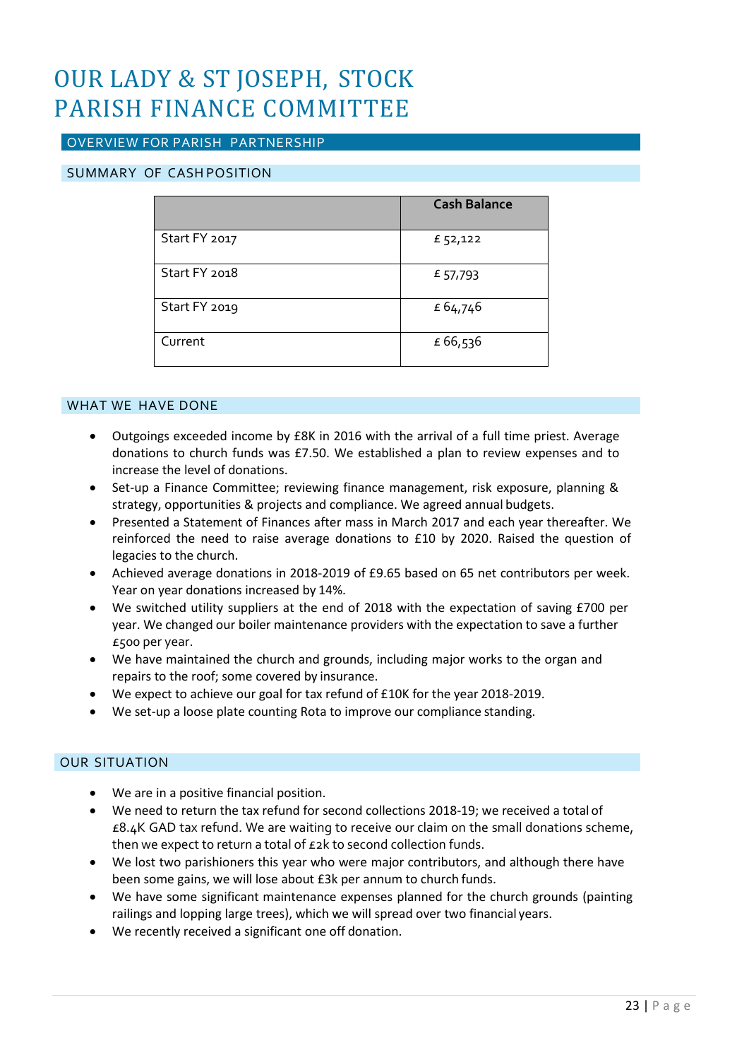# OUR LADY & ST JOSEPH, STOCK PARISH FINANCE COMMITTEE

## OVERVIEW FOR PARISH PARTNERSHIP

### SUMMARY OF CASH POSITION

| | Cash Balance |
|---|---|
| Start FY 2017 | £ 52,122 |
| Start FY 2018 | £ 57,793 |
| Start FY 2019 | £ 64,746 |
| Current | £ 66,536 |

### WHAT WE HAVE DONE

- Outgoings exceeded income by £8K in 2016 with the arrival of a full time priest. Average donations to church funds was £7.50. We established a plan to review expenses and to increase the level of donations.
- Set-up a Finance Committee; reviewing finance management, risk exposure, planning & strategy, opportunities & projects and compliance. We agreed annual budgets.
- Presented a Statement of Finances after mass in March 2017 and each year thereafter. We reinforced the need to raise average donations to £10 by 2020. Raised the question of legacies to the church.
- Achieved average donations in 2018-2019 of £9.65 based on 65 net contributors per week. Year on year donations increased by 14%.
- We switched utility suppliers at the end of 2018 with the expectation of saving £700 per year. We changed our boiler maintenance providers with the expectation to save a further £500 per year.
- We have maintained the church and grounds, including major works to the organ and repairs to the roof; some covered by insurance.
- We expect to achieve our goal for tax refund of £10K for the year 2018-2019.
- We set-up a loose plate counting Rota to improve our compliance standing.

### OUR SITUATION

- We are in a positive financial position.
- We need to return the tax refund for second collections 2018-19; we received a total of £8.4K GAD tax refund. We are waiting to receive our claim on the small donations scheme, then we expect to return a total of £2k to second collection funds.
- We lost two parishioners this year who were major contributors, and although there have been some gains, we will lose about £3k per annum to church funds.
- We have some significant maintenance expenses planned for the church grounds (painting railings and lopping large trees), which we will spread over two financial years.
- We recently received a significant one off donation.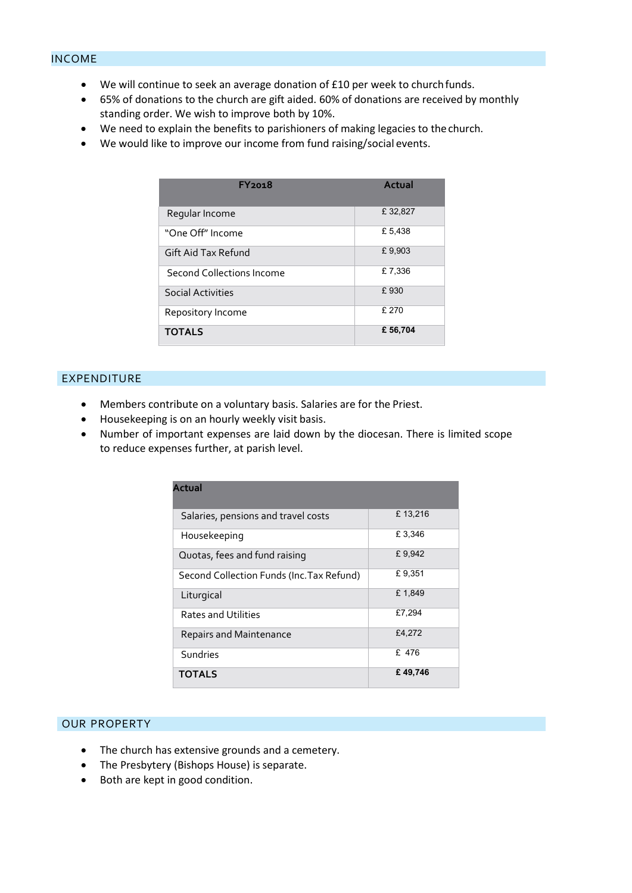## INCOME

- We will continue to seek an average donation of £10 per week to church funds.
- 65% of donations to the church are gift aided. 60% of donations are received by monthly standing order. We wish to improve both by 10%.
- We need to explain the benefits to parishioners of making legacies to the church.
- We would like to improve our income from fund raising/social events.

| FY2018 | Actual |
|---|---|
| Regular Income | £ 32,827 |
| "One Off" Income | £ 5,438 |
| Gift Aid Tax Refund | £ 9,903 |
| Second Collections Income | £ 7,336 |
| Social Activities | £ 930 |
| Repository Income | £ 270 |
| **TOTALS** | **£ 56,704** |

## EXPENDITURE

- Members contribute on a voluntary basis. Salaries are for the Priest.
- Housekeeping is on an hourly weekly visit basis.
- Number of important expenses are laid down by the diocesan. There is limited scope to reduce expenses further, at parish level.

| Actual | |
|---|---|
| Salaries, pensions and travel costs | £ 13,216 |
| Housekeeping | £ 3,346 |
| Quotas, fees and fund raising | £ 9,942 |
| Second Collection Funds (Inc.Tax Refund) | £ 9,351 |
| Liturgical | £ 1,849 |
| Rates and Utilities | £7,294 |
| Repairs and Maintenance | £4,272 |
| Sundries | £ 476 |
| **TOTALS** | **£ 49,746** |

## OUR PROPERTY

- The church has extensive grounds and a cemetery.
- The Presbytery (Bishops House) is separate.
- Both are kept in good condition.